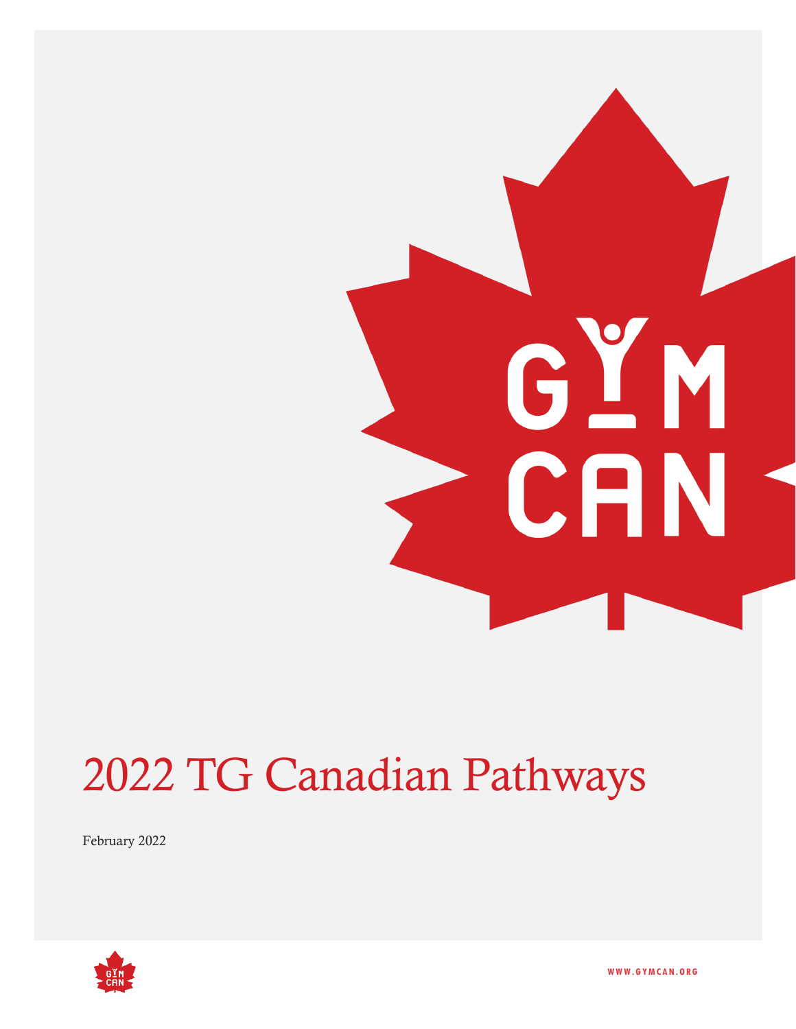# 2022 TG Canadian Pathways

February 2022

WWW.GYMCAN.ORG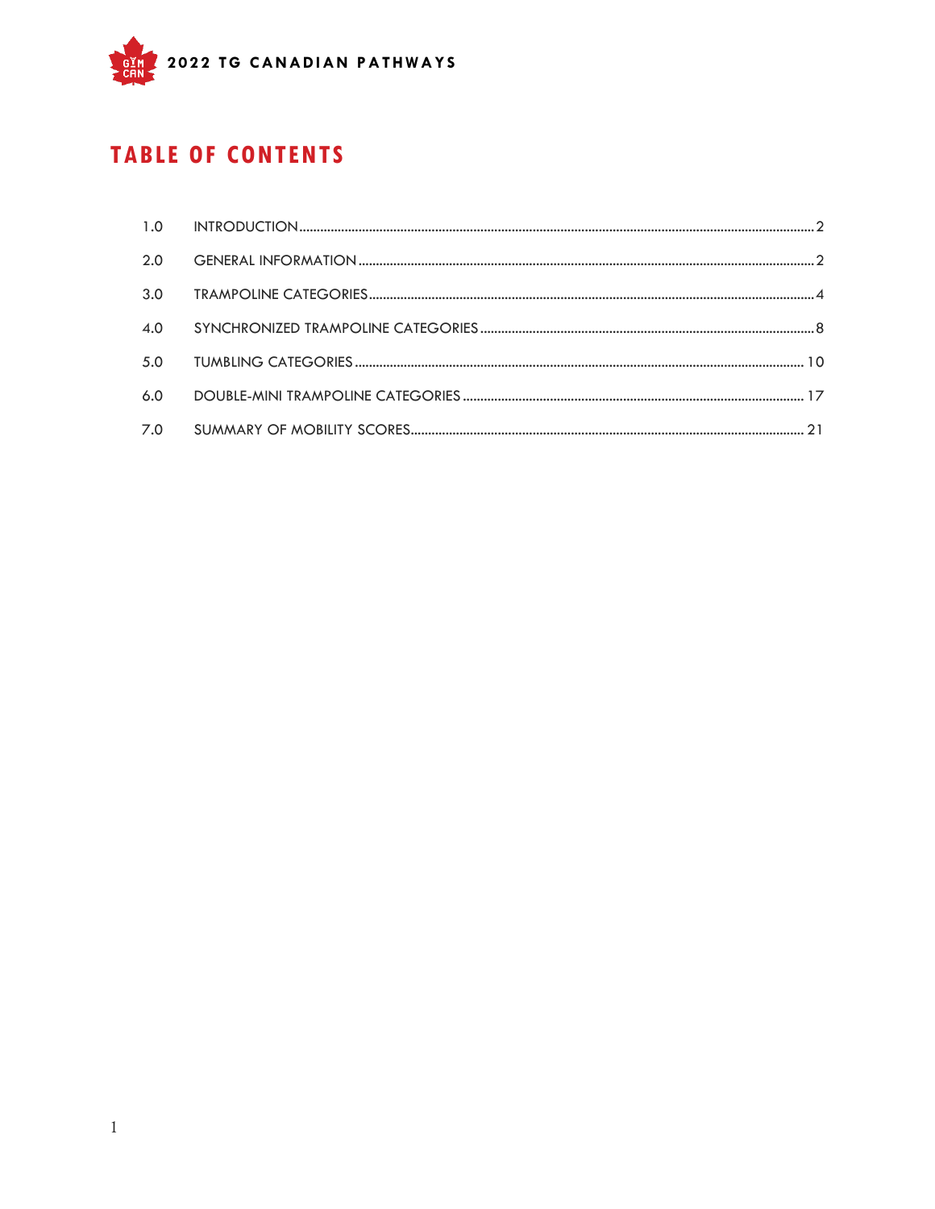# TABLE OF CONTENTS

| | | |
|---|---|---|
| 1.0 | INTRODUCTION | 2 |
| 2.0 | GENERAL INFORMATION | 2 |
| 3.0 | TRAMPOLINE CATEGORIES | 4 |
| 4.0 | SYNCHRONIZED TRAMPOLINE CATEGORIES | 8 |
| 5.0 | TUMBLING CATEGORIES | 10 |
| 6.0 | DOUBLE-MINI TRAMPOLINE CATEGORIES | 17 |
| 7.0 | SUMMARY OF MOBILITY SCORES | 21 |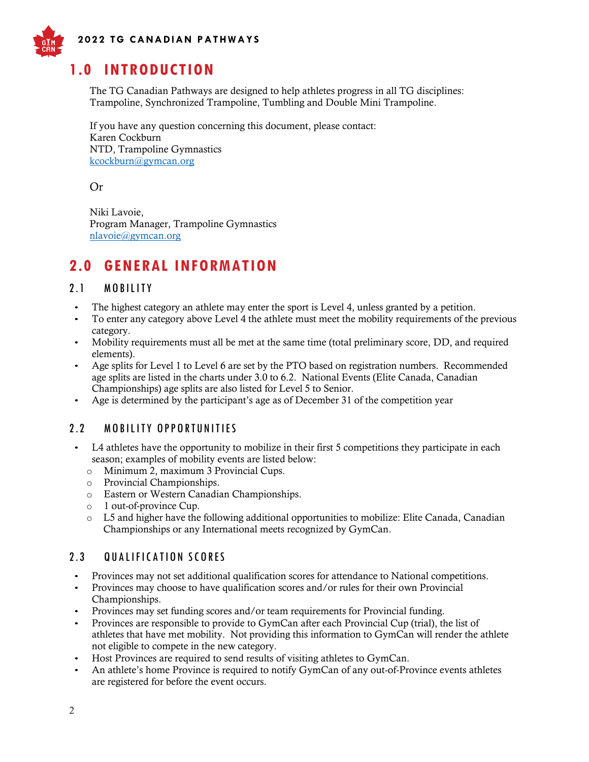# 1.0 INTRODUCTION

The TG Canadian Pathways are designed to help athletes progress in all TG disciplines: Trampoline, Synchronized Trampoline, Tumbling and Double Mini Trampoline.

If you have any question concerning this document, please contact:
Karen Cockburn
NTD, Trampoline Gymnastics
kcockburn@gymcan.org

Or

Niki Lavoie,
Program Manager, Trampoline Gymnastics
nlavoie@gymcan.org

# 2.0 GENERAL INFORMATION

## 2.1 MOBILITY

- The highest category an athlete may enter the sport is Level 4, unless granted by a petition.
- To enter any category above Level 4 the athlete must meet the mobility requirements of the previous category.
- Mobility requirements must all be met at the same time (total preliminary score, DD, and required elements).
- Age splits for Level 1 to Level 6 are set by the PTO based on registration numbers. Recommended age splits are listed in the charts under 3.0 to 6.2. National Events (Elite Canada, Canadian Championships) age splits are also listed for Level 5 to Senior.
- Age is determined by the participant's age as of December 31 of the competition year

## 2.2 MOBILITY OPPORTUNITIES

- L4 athletes have the opportunity to mobilize in their first 5 competitions they participate in each season; examples of mobility events are listed below:
  - Minimum 2, maximum 3 Provincial Cups.
  - Provincial Championships.
  - Eastern or Western Canadian Championships.
  - 1 out-of-province Cup.
  - L5 and higher have the following additional opportunities to mobilize: Elite Canada, Canadian Championships or any International meets recognized by GymCan.

## 2.3 QUALIFICATION SCORES

- Provinces may not set additional qualification scores for attendance to National competitions.
- Provinces may choose to have qualification scores and/or rules for their own Provincial Championships.
- Provinces may set funding scores and/or team requirements for Provincial funding.
- Provinces are responsible to provide to GymCan after each Provincial Cup (trial), the list of athletes that have met mobility. Not providing this information to GymCan will render the athlete not eligible to compete in the new category.
- Host Provinces are required to send results of visiting athletes to GymCan.
- An athlete's home Province is required to notify GymCan of any out-of-Province events athletes are registered for before the event occurs.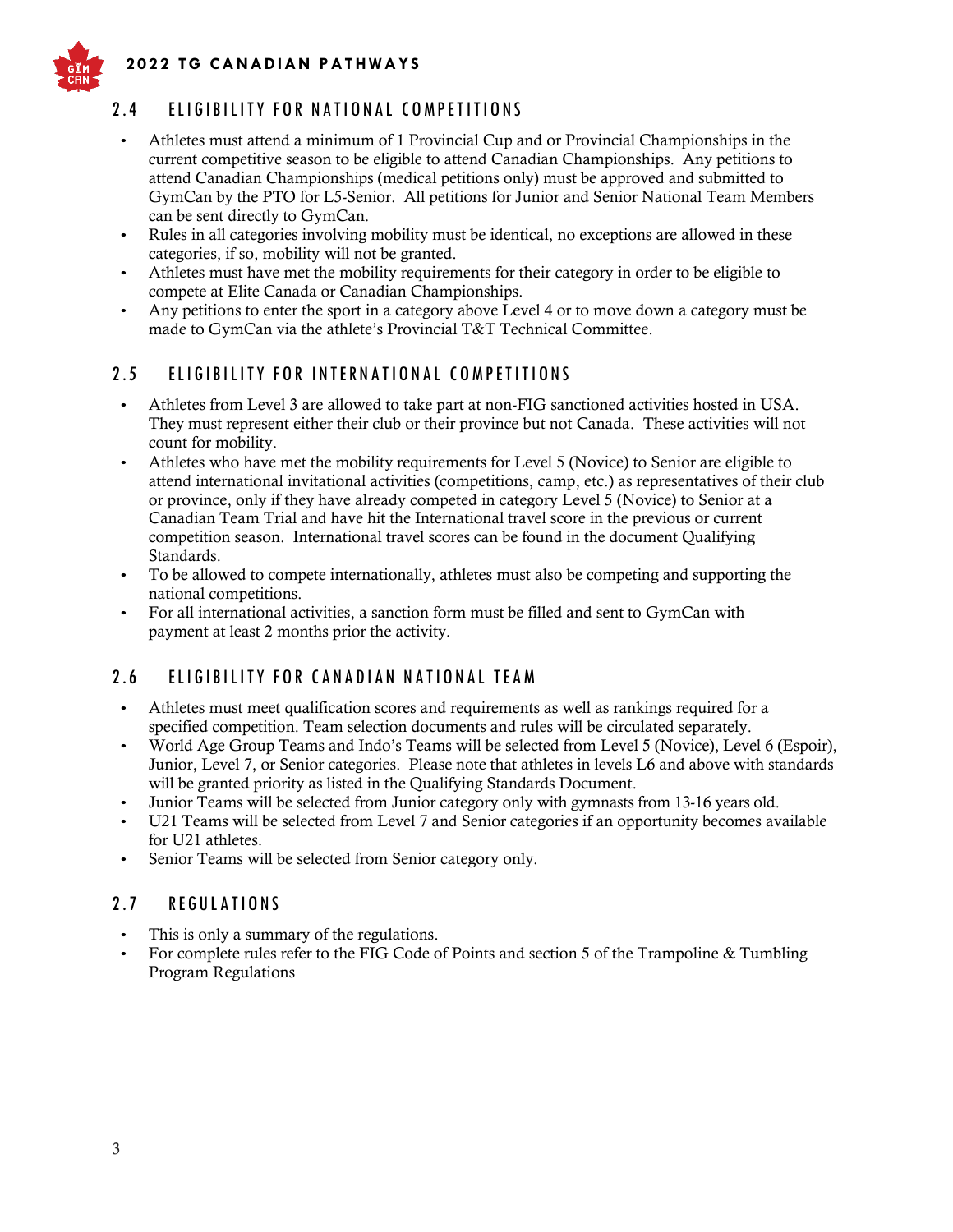## 2.4 ELIGIBILITY FOR NATIONAL COMPETITIONS

- Athletes must attend a minimum of 1 Provincial Cup and or Provincial Championships in the current competitive season to be eligible to attend Canadian Championships. Any petitions to attend Canadian Championships (medical petitions only) must be approved and submitted to GymCan by the PTO for L5-Senior. All petitions for Junior and Senior National Team Members can be sent directly to GymCan.
- Rules in all categories involving mobility must be identical, no exceptions are allowed in these categories, if so, mobility will not be granted.
- Athletes must have met the mobility requirements for their category in order to be eligible to compete at Elite Canada or Canadian Championships.
- Any petitions to enter the sport in a category above Level 4 or to move down a category must be made to GymCan via the athlete's Provincial T&T Technical Committee.

## 2.5 ELIGIBILITY FOR INTERNATIONAL COMPETITIONS

- Athletes from Level 3 are allowed to take part at non-FIG sanctioned activities hosted in USA. They must represent either their club or their province but not Canada. These activities will not count for mobility.
- Athletes who have met the mobility requirements for Level 5 (Novice) to Senior are eligible to attend international invitational activities (competitions, camp, etc.) as representatives of their club or province, only if they have already competed in category Level 5 (Novice) to Senior at a Canadian Team Trial and have hit the International travel score in the previous or current competition season. International travel scores can be found in the document Qualifying Standards.
- To be allowed to compete internationally, athletes must also be competing and supporting the national competitions.
- For all international activities, a sanction form must be filled and sent to GymCan with payment at least 2 months prior the activity.

## 2.6 ELIGIBILITY FOR CANADIAN NATIONAL TEAM

- Athletes must meet qualification scores and requirements as well as rankings required for a specified competition. Team selection documents and rules will be circulated separately.
- World Age Group Teams and Indo's Teams will be selected from Level 5 (Novice), Level 6 (Espoir), Junior, Level 7, or Senior categories. Please note that athletes in levels L6 and above with standards will be granted priority as listed in the Qualifying Standards Document.
- Junior Teams will be selected from Junior category only with gymnasts from 13-16 years old.
- U21 Teams will be selected from Level 7 and Senior categories if an opportunity becomes available for U21 athletes.
- Senior Teams will be selected from Senior category only.

## 2.7 REGULATIONS

- This is only a summary of the regulations.
- For complete rules refer to the FIG Code of Points and section 5 of the Trampoline & Tumbling Program Regulations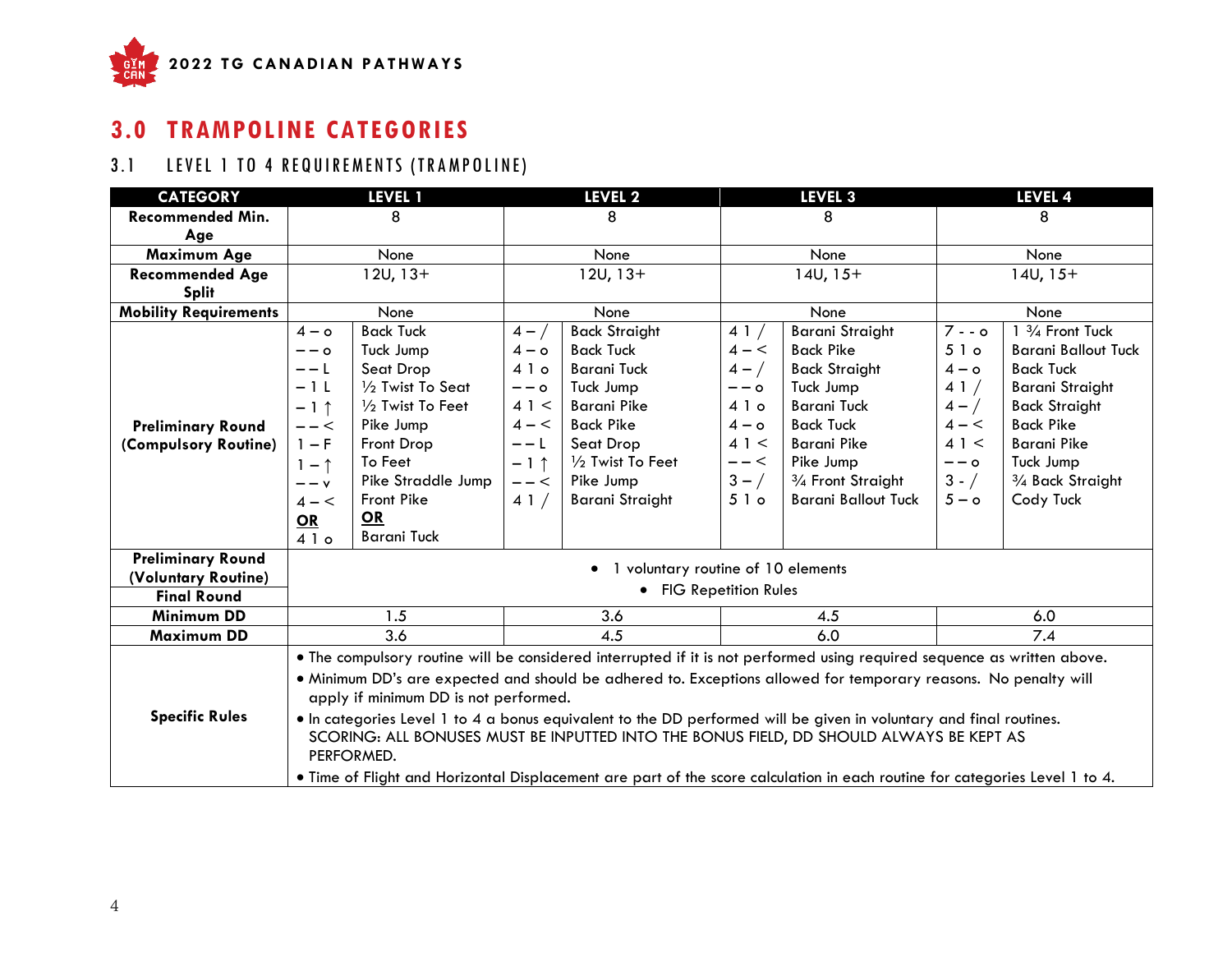# 3.0 TRAMPOLINE CATEGORIES

## 3.1 LEVEL 1 TO 4 REQUIREMENTS (TRAMPOLINE)

| CATEGORY | LEVEL 1 | | LEVEL 2 | | LEVEL 3 | | LEVEL 4 | |
|---|---|---|---|---|---|---|---|---|
| Recommended Min. Age | 8 | | 8 | | 8 | | 8 | |
| Maximum Age | None | | None | | None | | None | |
| Recommended Age Split | 12U, 13+ | | 12U, 13+ | | 14U, 15+ | | 14U, 15+ | |
| Mobility Requirements | None | | None | | None | | None | |
| Preliminary Round (Compulsory Routine) | 4 – o<br>– – o<br>– – L<br>– 1 L<br>– 1 ↑<br>– – <<br>1 – F<br>1 – ↑<br>– – v<br>4 – <<br>**OR**<br>4 1 o | Back Tuck<br>Tuck Jump<br>Seat Drop<br>½ Twist To Seat<br>½ Twist To Feet<br>Pike Jump<br>Front Drop<br>To Feet<br>Pike Straddle Jump<br>Front Pike<br>**OR**<br>Barani Tuck | 4 – /<br>4 – o<br>4 1 o<br>– – o<br>4 1 <<br>4 – <<br>– – L<br>– 1 ↑<br>– – <<br>4 1 / | Back Straight<br>Back Tuck<br>Barani Tuck<br>Tuck Jump<br>Barani Pike<br>Back Pike<br>Seat Drop<br>½ Twist To Feet<br>Pike Jump<br>Barani Straight | 4 1 /<br>4 – <<br>4 – /<br>– – o<br>4 1 o<br>4 – o<br>4 1 <<br>– – <<br>3 – /<br>5 1 o | Barani Straight<br>Back Pike<br>Back Straight<br>Tuck Jump<br>Barani Tuck<br>Back Tuck<br>Barani Pike<br>Pike Jump<br>¾ Front Straight<br>Barani Ballout Tuck | 7 - - o<br>5 1 o<br>4 – o<br>4 1 /<br>4 – /<br>4 – <<br>4 1 <<br>– – o<br>3 - /<br>5 – o | 1 ¾ Front Tuck<br>Barani Ballout Tuck<br>Back Tuck<br>Barani Straight<br>Back Straight<br>Back Pike<br>Barani Pike<br>Tuck Jump<br>¾ Back Straight<br>Cody Tuck |
| Preliminary Round (Voluntary Routine)<br>Final Round | • 1 voluntary routine of 10 elements<br>• FIG Repetition Rules | | | | | | | |
| Minimum DD | 1.5 | | 3.6 | | 4.5 | | 6.0 | |
| Maximum DD | 3.6 | | 4.5 | | 6.0 | | 7.4 | |
| Specific Rules | • The compulsory routine will be considered interrupted if it is not performed using required sequence as written above.<br>• Minimum DD's are expected and should be adhered to. Exceptions allowed for temporary reasons. No penalty will apply if minimum DD is not performed.<br>• In categories Level 1 to 4 a bonus equivalent to the DD performed will be given in voluntary and final routines. SCORING: ALL BONUSES MUST BE INPUTTED INTO THE BONUS FIELD, DD SHOULD ALWAYS BE KEPT AS PERFORMED.<br>• Time of Flight and Horizontal Displacement are part of the score calculation in each routine for categories Level 1 to 4. | | | | | | | |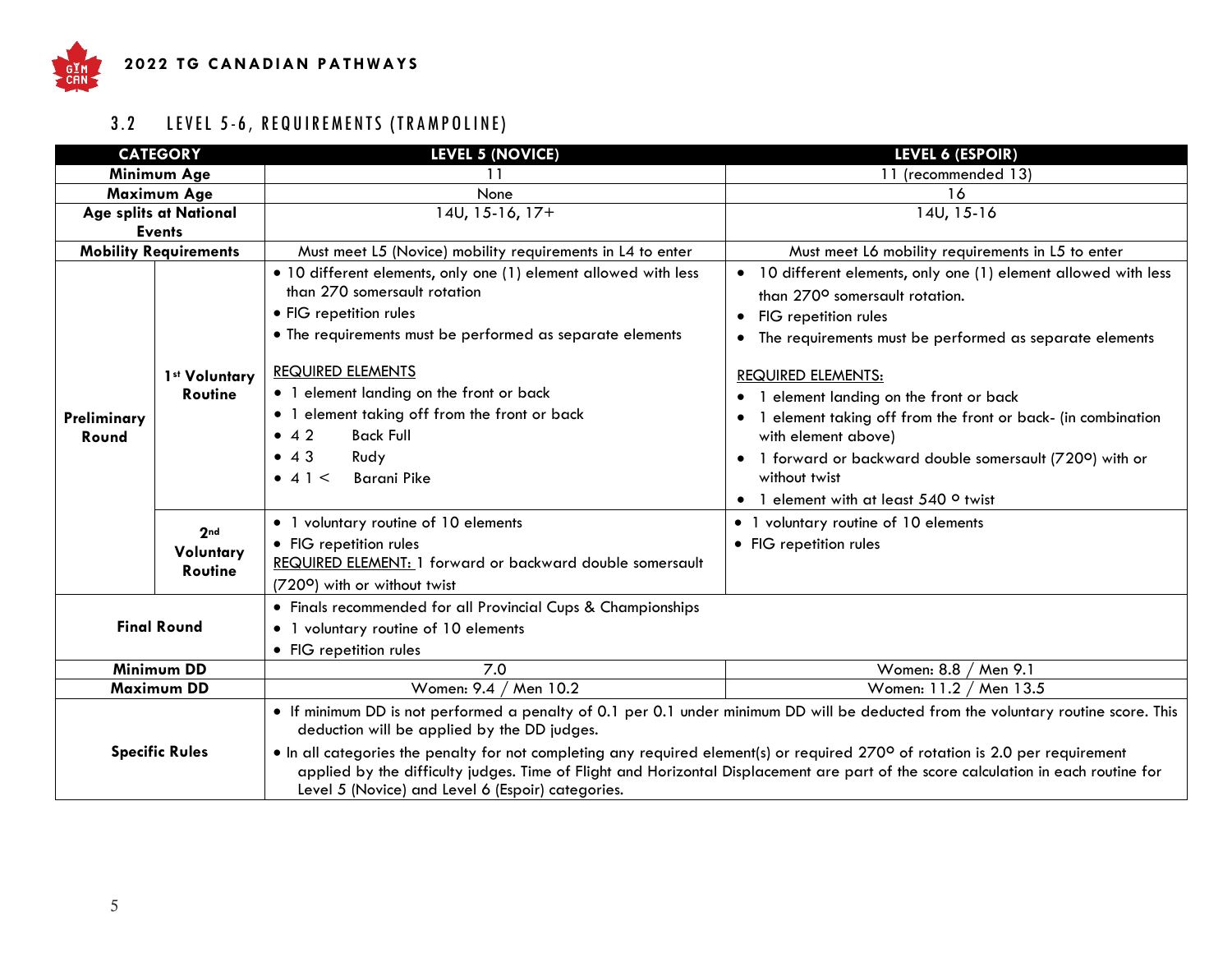## 3.2 LEVEL 5-6, REQUIREMENTS (TRAMPOLINE)

| CATEGORY | | LEVEL 5 (NOVICE) | LEVEL 6 (ESPOIR) |
|---|---|---|---|
| **Minimum Age** | | 11 | 11 (recommended 13) |
| **Maximum Age** | | None | 16 |
| **Age splits at National Events** | | 14U, 15-16, 17+ | 14U, 15-16 |
| **Mobility Requirements** | | Must meet L5 (Novice) mobility requirements in L4 to enter | Must meet L6 mobility requirements in L5 to enter |
| **Preliminary Round** | **1st Voluntary Routine** | • 10 different elements, only one (1) element allowed with less than 270 somersault rotation<br>• FIG repetition rules<br>• The requirements must be performed as separate elements<br><br>REQUIRED ELEMENTS<br>• 1 element landing on the front or back<br>• 1 element taking off from the front or back<br>• 4 2 Back Full<br>• 4 3 Rudy<br>• 4 1 < Barani Pike | • 10 different elements, only one (1) element allowed with less than 270° somersault rotation.<br>• FIG repetition rules<br>• The requirements must be performed as separate elements<br><br>REQUIRED ELEMENTS:<br>• 1 element landing on the front or back<br>• 1 element taking off from the front or back- (in combination with element above)<br>• 1 forward or backward double somersault (720°) with or without twist<br>• 1 element with at least 540 ° twist |
| | **2nd Voluntary Routine** | • 1 voluntary routine of 10 elements<br>• FIG repetition rules<br>REQUIRED ELEMENT: 1 forward or backward double somersault (720°) with or without twist | • 1 voluntary routine of 10 elements<br>• FIG repetition rules |
| **Final Round** | | • Finals recommended for all Provincial Cups & Championships<br>• 1 voluntary routine of 10 elements<br>• FIG repetition rules | |
| **Minimum DD** | | 7.0 | Women: 8.8 / Men 9.1 |
| **Maximum DD** | | Women: 9.4 / Men 10.2 | Women: 11.2 / Men 13.5 |
| **Specific Rules** | | • If minimum DD is not performed a penalty of 0.1 per 0.1 under minimum DD will be deducted from the voluntary routine score. This deduction will be applied by the DD judges.<br>• In all categories the penalty for not completing any required element(s) or required 270° of rotation is 2.0 per requirement applied by the difficulty judges. Time of Flight and Horizontal Displacement are part of the score calculation in each routine for Level 5 (Novice) and Level 6 (Espoir) categories. | |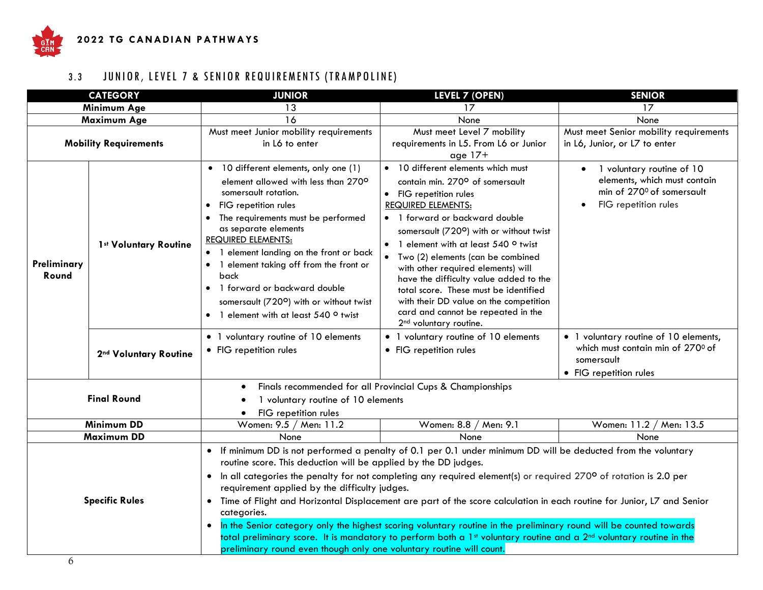## 3.3 JUNIOR, LEVEL 7 & SENIOR REQUIREMENTS (TRAMPOLINE)

| CATEGORY | | JUNIOR | LEVEL 7 (OPEN) | SENIOR |
|---|---|---|---|---|
| **Minimum Age** | | 13 | 17 | 17 |
| **Maximum Age** | | 16 | None | None |
| **Mobility Requirements** | | Must meet Junior mobility requirements in L6 to enter | Must meet Level 7 mobility requirements in L5. From L6 or Junior age 17+ | Must meet Senior mobility requirements in L6, Junior, or L7 to enter |
| **Preliminary Round** | **1st Voluntary Routine** | • 10 different elements, only one (1) element allowed with less than 270° somersault rotation.<br>• FIG repetition rules<br>• The requirements must be performed as separate elements<br>REQUIRED ELEMENTS:<br>• 1 element landing on the front or back<br>• 1 element taking off from the front or back<br>• 1 forward or backward double somersault (720°) with or without twist<br>• 1 element with at least 540 ° twist | • 10 different elements which must contain min. 270° of somersault<br>• FIG repetition rules<br>REQUIRED ELEMENTS:<br>• 1 forward or backward double somersault (720°) with or without twist<br>• 1 element with at least 540 ° twist<br>• Two (2) elements (can be combined with other required elements) will have the difficulty value added to the total score. These must be identified with their DD value on the competition card and cannot be repeated in the 2nd voluntary routine. | • 1 voluntary routine of 10 elements, which must contain min of 270° of somersault<br>• FIG repetition rules |
| | **2nd Voluntary Routine** | • 1 voluntary routine of 10 elements<br>• FIG repetition rules | • 1 voluntary routine of 10 elements<br>• FIG repetition rules | • 1 voluntary routine of 10 elements, which must contain min of 270° of somersault<br>• FIG repetition rules |
| **Final Round** | | • Finals recommended for all Provincial Cups & Championships<br>• 1 voluntary routine of 10 elements<br>• FIG repetition rules | | |
| **Minimum DD** | | Women: 9.5 / Men: 11.2 | Women: 8.8 / Men: 9.1 | Women: 11.2 / Men: 13.5 |
| **Maximum DD** | | None | None | None |
| **Specific Rules** | | • If minimum DD is not performed a penalty of 0.1 per 0.1 under minimum DD will be deducted from the voluntary routine score. This deduction will be applied by the DD judges.<br>• In all categories the penalty for not completing any required element(s) or required 270° of rotation is 2.0 per requirement applied by the difficulty judges.<br>• Time of Flight and Horizontal Displacement are part of the score calculation in each routine for Junior, L7 and Senior categories.<br>• In the Senior category only the highest scoring voluntary routine in the preliminary round will be counted towards total preliminary score. It is mandatory to perform both a 1st voluntary routine and a 2nd voluntary routine in the preliminary round even though only one voluntary routine will count. | | |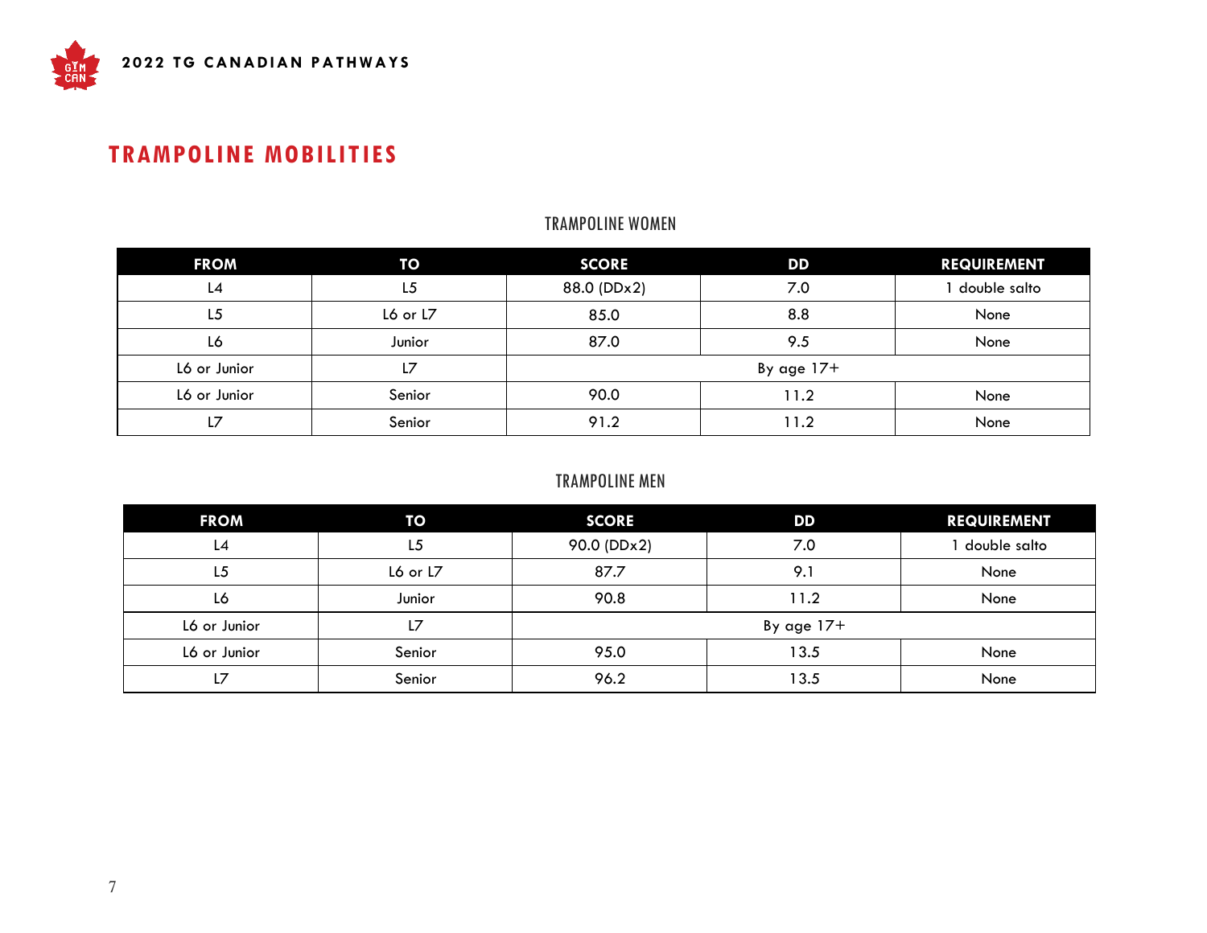## TRAMPOLINE MOBILITIES

### TRAMPOLINE WOMEN

| FROM | TO | SCORE | DD | REQUIREMENT |
| --- | --- | --- | --- | --- |
| L4 | L5 | 88.0 (DDx2) | 7.0 | 1 double salto |
| L5 | L6 or L7 | 85.0 | 8.8 | None |
| L6 | Junior | 87.0 | 9.5 | None |
| L6 or Junior | L7 | By age 17+ | | |
| L6 or Junior | Senior | 90.0 | 11.2 | None |
| L7 | Senior | 91.2 | 11.2 | None |

### TRAMPOLINE MEN

| FROM | TO | SCORE | DD | REQUIREMENT |
| --- | --- | --- | --- | --- |
| L4 | L5 | 90.0 (DDx2) | 7.0 | 1 double salto |
| L5 | L6 or L7 | 87.7 | 9.1 | None |
| L6 | Junior | 90.8 | 11.2 | None |
| L6 or Junior | L7 | By age 17+ | | |
| L6 or Junior | Senior | 95.0 | 13.5 | None |
| L7 | Senior | 96.2 | 13.5 | None |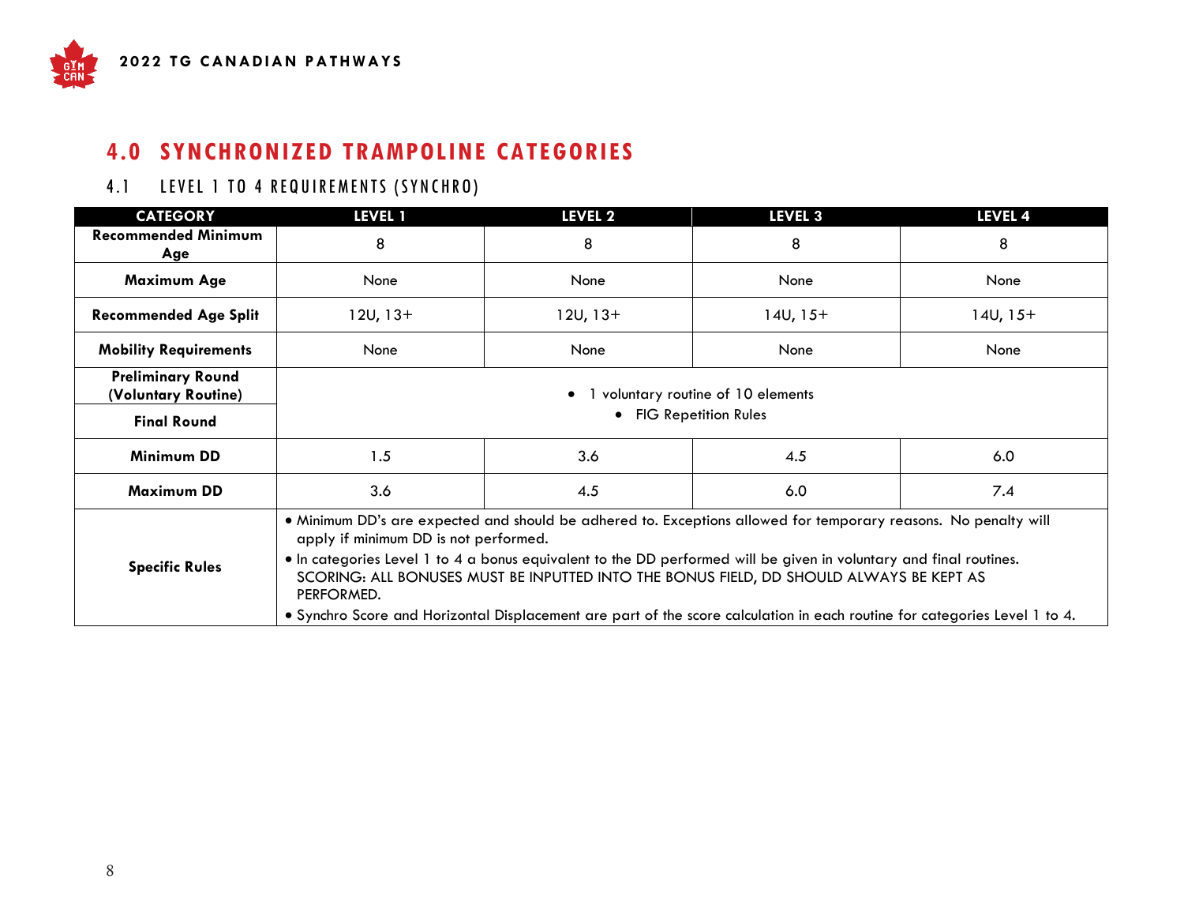# 4.0 SYNCHRONIZED TRAMPOLINE CATEGORIES

## 4.1 LEVEL 1 TO 4 REQUIREMENTS (SYNCHRO)

| CATEGORY | LEVEL 1 | LEVEL 2 | LEVEL 3 | LEVEL 4 |
|---|---|---|---|---|
| **Recommended Minimum Age** | 8 | 8 | 8 | 8 |
| **Maximum Age** | None | None | None | None |
| **Recommended Age Split** | 12U, 13+ | 12U, 13+ | 14U, 15+ | 14U, 15+ |
| **Mobility Requirements** | None | None | None | None |
| **Preliminary Round (Voluntary Routine)** / **Final Round** | • 1 voluntary routine of 10 elements<br>• FIG Repetition Rules | | | |
| **Minimum DD** | 1.5 | 3.6 | 4.5 | 6.0 |
| **Maximum DD** | 3.6 | 4.5 | 6.0 | 7.4 |
| **Specific Rules** | • Minimum DD's are expected and should be adhered to. Exceptions allowed for temporary reasons. No penalty will apply if minimum DD is not performed.<br>• In categories Level 1 to 4 a bonus equivalent to the DD performed will be given in voluntary and final routines. SCORING: ALL BONUSES MUST BE INPUTTED INTO THE BONUS FIELD, DD SHOULD ALWAYS BE KEPT AS PERFORMED.<br>• Synchro Score and Horizontal Displacement are part of the score calculation in each routine for categories Level 1 to 4. | | | |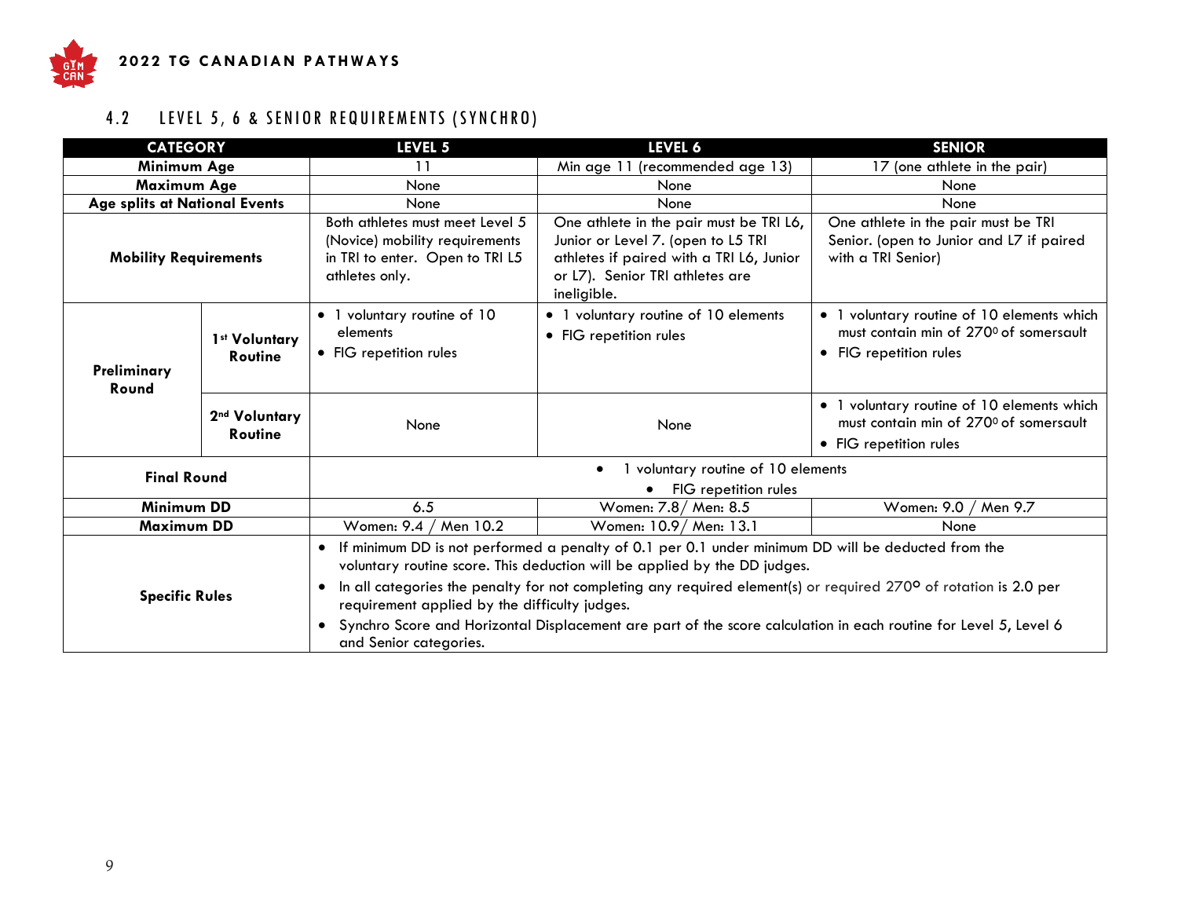## 4.2 LEVEL 5, 6 & SENIOR REQUIREMENTS (SYNCHRO)

| CATEGORY | | LEVEL 5 | LEVEL 6 | SENIOR |
|---|---|---|---|---|
| **Minimum Age** | | 11 | Min age 11 (recommended age 13) | 17 (one athlete in the pair) |
| **Maximum Age** | | None | None | None |
| **Age splits at National Events** | | None | None | None |
| **Mobility Requirements** | | Both athletes must meet Level 5 (Novice) mobility requirements in TRI to enter. Open to TRI L5 athletes only. | One athlete in the pair must be TRI L6, Junior or Level 7. (open to L5 TRI athletes if paired with a TRI L6, Junior or L7). Senior TRI athletes are ineligible. | One athlete in the pair must be TRI Senior. (open to Junior and L7 if paired with a TRI Senior) |
| **Preliminary Round** | **1st Voluntary Routine** | • 1 voluntary routine of 10 elements<br>• FIG repetition rules | • 1 voluntary routine of 10 elements<br>• FIG repetition rules | • 1 voluntary routine of 10 elements which must contain min of 270° of somersault<br>• FIG repetition rules |
| | **2nd Voluntary Routine** | None | None | • 1 voluntary routine of 10 elements which must contain min of 270° of somersault<br>• FIG repetition rules |
| **Final Round** | | • 1 voluntary routine of 10 elements<br>• FIG repetition rules | | |
| **Minimum DD** | | 6.5 | Women: 7.8/ Men: 8.5 | Women: 9.0 / Men 9.7 |
| **Maximum DD** | | Women: 9.4 / Men 10.2 | Women: 10.9/ Men: 13.1 | None |
| **Specific Rules** | | • If minimum DD is not performed a penalty of 0.1 per 0.1 under minimum DD will be deducted from the voluntary routine score. This deduction will be applied by the DD judges.<br>• In all categories the penalty for not completing any required element(s) or required 270° of rotation is 2.0 per requirement applied by the difficulty judges.<br>• Synchro Score and Horizontal Displacement are part of the score calculation in each routine for Level 5, Level 6 and Senior categories. | | |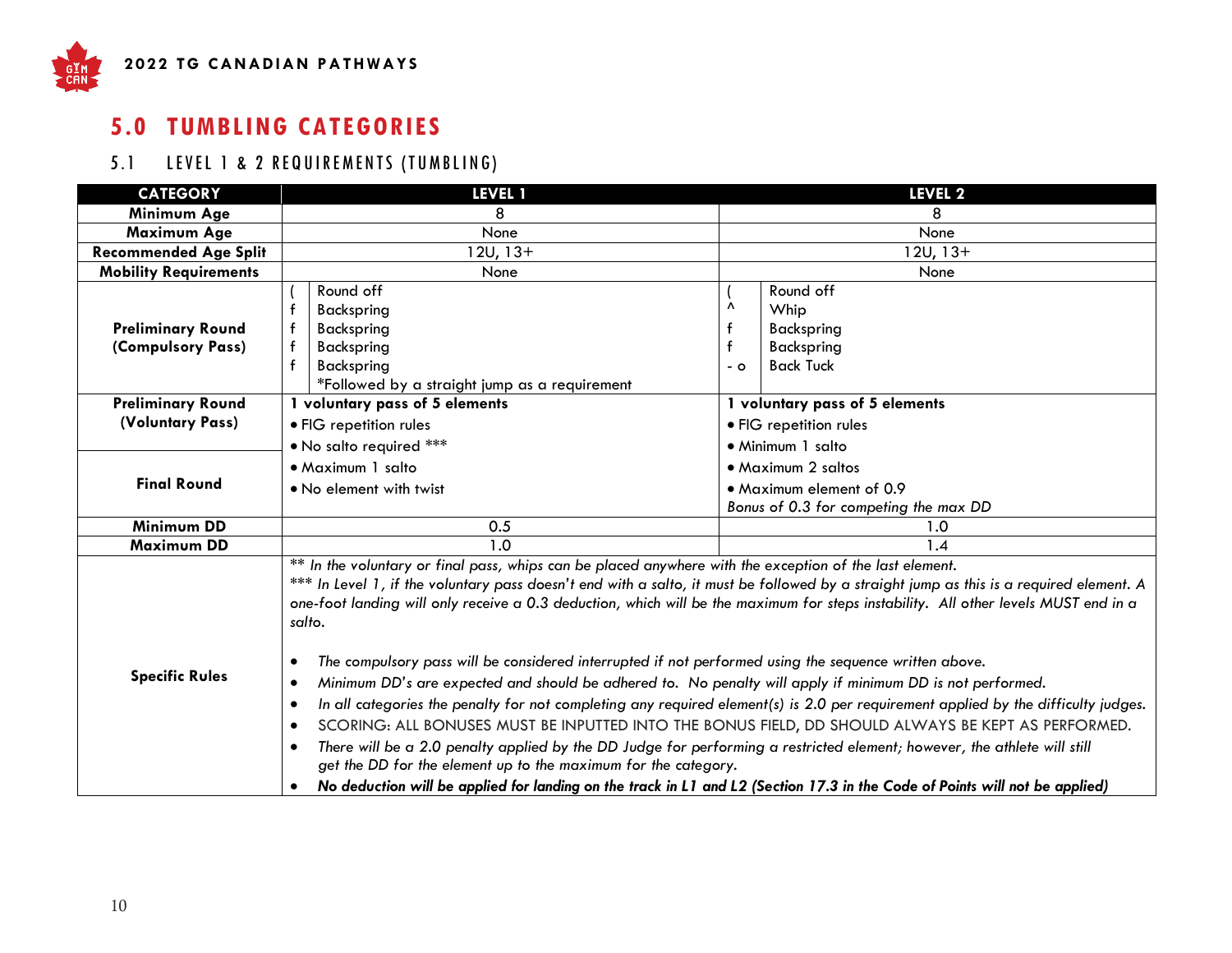# 5.0 TUMBLING CATEGORIES

## 5.1 LEVEL 1 & 2 REQUIREMENTS (TUMBLING)

| CATEGORY | LEVEL 1 | LEVEL 2 |
|---|---|---|
| **Minimum Age** | 8 | 8 |
| **Maximum Age** | None | None |
| **Recommended Age Split** | 12U, 13+ | 12U, 13+ |
| **Mobility Requirements** | None | None |
| **Preliminary Round (Compulsory Pass)** | ( Round off<br>f Backspring<br>f Backspring<br>f Backspring<br>f Backspring<br>*Followed by a straight jump as a requirement | ( Round off<br>^ Whip<br>f Backspring<br>f Backspring<br>- o Back Tuck |
| **Preliminary Round (Voluntary Pass)** | **1 voluntary pass of 5 elements**<br>• FIG repetition rules<br>• No salto required *** | **1 voluntary pass of 5 elements**<br>• FIG repetition rules<br>• Minimum 1 salto |
| **Final Round** | • Maximum 1 salto<br>• No element with twist | • Maximum 2 saltos<br>• Maximum element of 0.9<br>*Bonus of 0.3 for competing the max DD* |
| **Minimum DD** | 0.5 | 1.0 |
| **Maximum DD** | 1.0 | 1.4 |
| **Specific Rules** | *** In the voluntary or final pass, whips can be placed anywhere with the exception of the last element.*<br>**** In Level 1, if the voluntary pass doesn't end with a salto, it must be followed by a straight jump as this is a required element. A one-foot landing will only receive a 0.3 deduction, which will be the maximum for steps instability. All other levels MUST end in a salto.*<br><br>• *The compulsory pass will be considered interrupted if not performed using the sequence written above.*<br>• *Minimum DD's are expected and should be adhered to. No penalty will apply if minimum DD is not performed.*<br>• *In all categories the penalty for not completing any required element(s) is 2.0 per requirement applied by the difficulty judges.*<br>• SCORING: ALL BONUSES MUST BE INPUTTED INTO THE BONUS FIELD, DD SHOULD ALWAYS BE KEPT AS PERFORMED.<br>• *There will be a 2.0 penalty applied by the DD Judge for performing a restricted element; however, the athlete will still get the DD for the element up to the maximum for the category.*<br>• ***No deduction will be applied for landing on the track in L1 and L2 (Section 17.3 in the Code of Points will not be applied)*** | |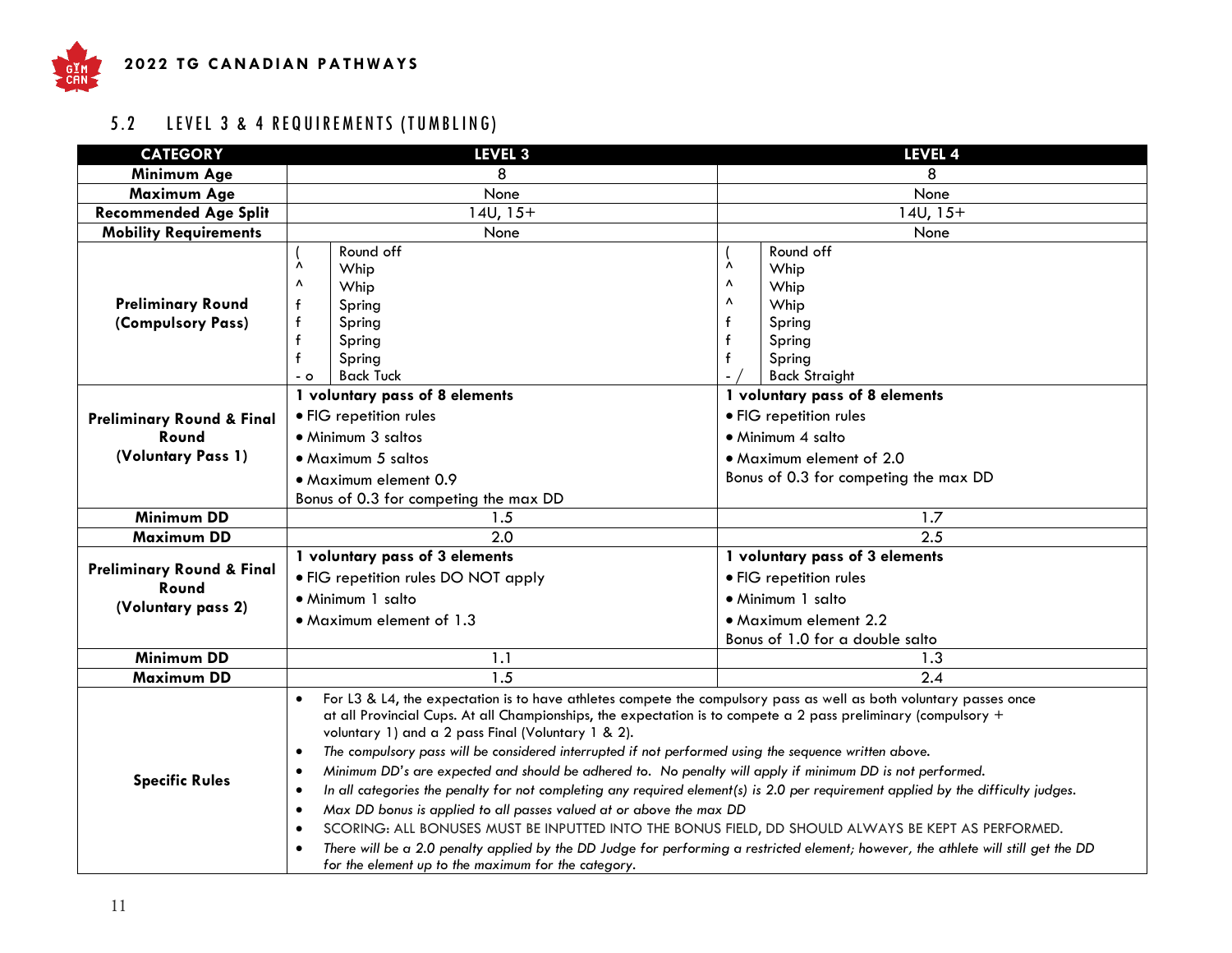## 5.2 LEVEL 3 & 4 REQUIREMENTS (TUMBLING)

| CATEGORY | LEVEL 3 | LEVEL 4 |
|---|---|---|
| **Minimum Age** | 8 | 8 |
| **Maximum Age** | None | None |
| **Recommended Age Split** | 14U, 15+ | 14U, 15+ |
| **Mobility Requirements** | None | None |
| **Preliminary Round (Compulsory Pass)** | ( Round off<br>^ Whip<br>^ Whip<br>f Spring<br>f Spring<br>f Spring<br>f Spring<br>- o Back Tuck | ( Round off<br>^ Whip<br>^ Whip<br>^ Whip<br>f Spring<br>f Spring<br>f Spring<br>- / Back Straight |
| **Preliminary Round & Final Round (Voluntary Pass 1)** | **1 voluntary pass of 8 elements**<br>• FIG repetition rules<br>• Minimum 3 saltos<br>• Maximum 5 saltos<br>• Maximum element 0.9<br>Bonus of 0.3 for competing the max DD | **1 voluntary pass of 8 elements**<br>• FIG repetition rules<br>• Minimum 4 salto<br>• Maximum element of 2.0<br>Bonus of 0.3 for competing the max DD |
| **Minimum DD** | 1.5 | 1.7 |
| **Maximum DD** | 2.0 | 2.5 |
| **Preliminary Round & Final Round (Voluntary pass 2)** | **1 voluntary pass of 3 elements**<br>• FIG repetition rules DO NOT apply<br>• Minimum 1 salto<br>• Maximum element of 1.3 | **1 voluntary pass of 3 elements**<br>• FIG repetition rules<br>• Minimum 1 salto<br>• Maximum element 2.2<br>Bonus of 1.0 for a double salto |
| **Minimum DD** | 1.1 | 1.3 |
| **Maximum DD** | 1.5 | 2.4 |
| **Specific Rules** | • For L3 & L4, the expectation is to have athletes compete the compulsory pass as well as both voluntary passes once at all Provincial Cups. At all Championships, the expectation is to compete a 2 pass preliminary (compulsory + voluntary 1) and a 2 pass Final (Voluntary 1 & 2).<br>• *The compulsory pass will be considered interrupted if not performed using the sequence written above.*<br>• *Minimum DD's are expected and should be adhered to. No penalty will apply if minimum DD is not performed.*<br>• *In all categories the penalty for not completing any required element(s) is 2.0 per requirement applied by the difficulty judges.*<br>• *Max DD bonus is applied to all passes valued at or above the max DD*<br>• SCORING: ALL BONUSES MUST BE INPUTTED INTO THE BONUS FIELD, DD SHOULD ALWAYS BE KEPT AS PERFORMED.<br>• *There will be a 2.0 penalty applied by the DD Judge for performing a restricted element; however, the athlete will still get the DD for the element up to the maximum for the category.* | |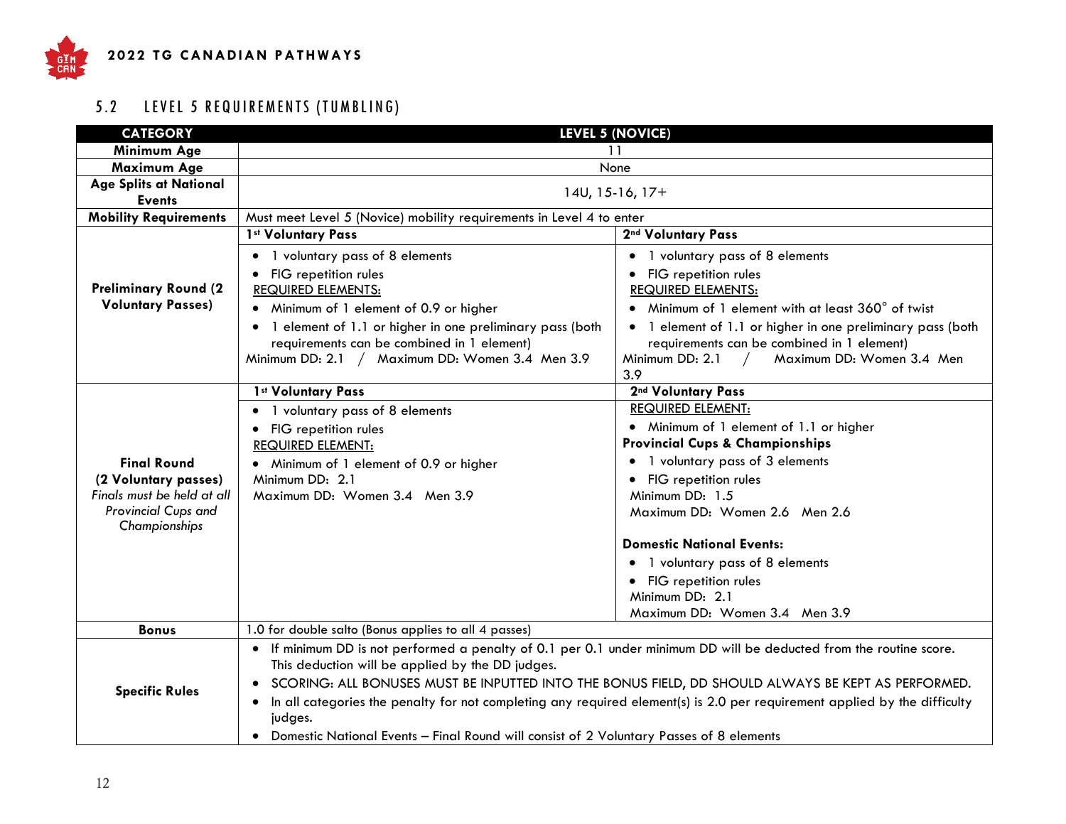## 5.2 LEVEL 5 REQUIREMENTS (TUMBLING)

| CATEGORY | LEVEL 5 (NOVICE) | |
|---|---|---|
| **Minimum Age** | 11 | |
| **Maximum Age** | None | |
| **Age Splits at National Events** | 14U, 15-16, 17+ | |
| **Mobility Requirements** | Must meet Level 5 (Novice) mobility requirements in Level 4 to enter | |
| **Preliminary Round (2 Voluntary Passes)** | **1st Voluntary Pass**<br>• 1 voluntary pass of 8 elements<br>• FIG repetition rules<br>REQUIRED ELEMENTS:<br>• Minimum of 1 element of 0.9 or higher<br>• 1 element of 1.1 or higher in one preliminary pass (both requirements can be combined in 1 element)<br>Minimum DD: 2.1 / Maximum DD: Women 3.4 Men 3.9 | **2nd Voluntary Pass**<br>• 1 voluntary pass of 8 elements<br>• FIG repetition rules<br>REQUIRED ELEMENTS:<br>• Minimum of 1 element with at least 360° of twist<br>• 1 element of 1.1 or higher in one preliminary pass (both requirements can be combined in 1 element)<br>Minimum DD: 2.1 / Maximum DD: Women 3.4 Men 3.9 |
| **Final Round (2 Voluntary passes)**<br>*Finals must be held at all Provincial Cups and Championships* | **1st Voluntary Pass**<br>• 1 voluntary pass of 8 elements<br>• FIG repetition rules<br>REQUIRED ELEMENT:<br>• Minimum of 1 element of 0.9 or higher<br>Minimum DD: 2.1<br>Maximum DD: Women 3.4 Men 3.9 | **2nd Voluntary Pass**<br>REQUIRED ELEMENT:<br>• Minimum of 1 element of 1.1 or higher<br>**Provincial Cups & Championships**<br>• 1 voluntary pass of 3 elements<br>• FIG repetition rules<br>Minimum DD: 1.5<br>Maximum DD: Women 2.6 Men 2.6<br><br>**Domestic National Events:**<br>• 1 voluntary pass of 8 elements<br>• FIG repetition rules<br>Minimum DD: 2.1<br>Maximum DD: Women 3.4 Men 3.9 |
| **Bonus** | 1.0 for double salto (Bonus applies to all 4 passes) | |
| **Specific Rules** | • If minimum DD is not performed a penalty of 0.1 per 0.1 under minimum DD will be deducted from the routine score. This deduction will be applied by the DD judges.<br>• SCORING: ALL BONUSES MUST BE INPUTTED INTO THE BONUS FIELD, DD SHOULD ALWAYS BE KEPT AS PERFORMED.<br>• In all categories the penalty for not completing any required element(s) is 2.0 per requirement applied by the difficulty judges.<br>• Domestic National Events – Final Round will consist of 2 Voluntary Passes of 8 elements | |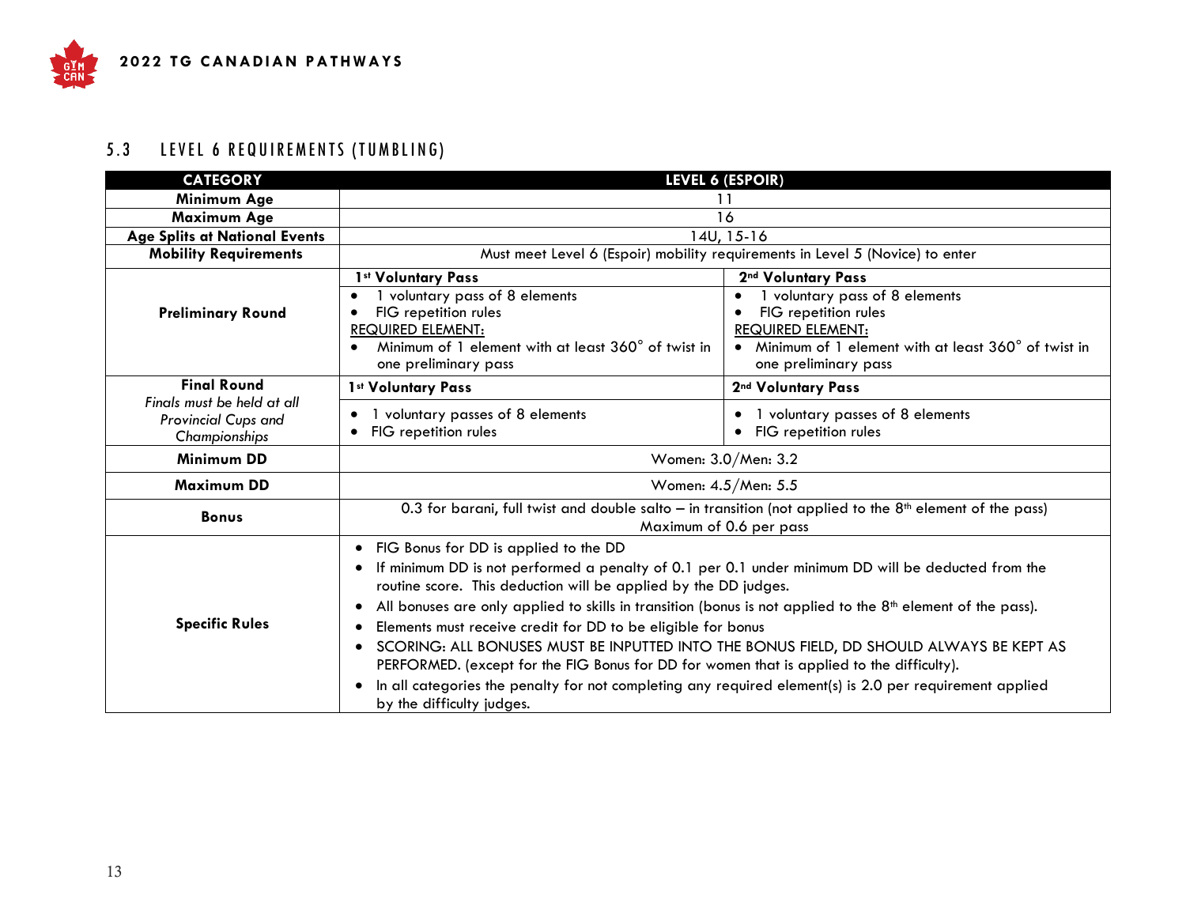## 5.3 LEVEL 6 REQUIREMENTS (TUMBLING)

| CATEGORY | LEVEL 6 (ESPOIR) | |
|---|---|---|
| **Minimum Age** | 11 | |
| **Maximum Age** | 16 | |
| **Age Splits at National Events** | 14U, 15-16 | |
| **Mobility Requirements** | Must meet Level 6 (Espoir) mobility requirements in Level 5 (Novice) to enter | |
| **Preliminary Round** | **1st Voluntary Pass**<br>• 1 voluntary pass of 8 elements<br>• FIG repetition rules<br>REQUIRED ELEMENT:<br>• Minimum of 1 element with at least 360° of twist in one preliminary pass | **2nd Voluntary Pass**<br>• 1 voluntary pass of 8 elements<br>• FIG repetition rules<br>REQUIRED ELEMENT:<br>• Minimum of 1 element with at least 360° of twist in one preliminary pass |
| **Final Round**<br>*Finals must be held at all Provincial Cups and Championships* | **1st Voluntary Pass**<br>• 1 voluntary passes of 8 elements<br>• FIG repetition rules | **2nd Voluntary Pass**<br>• 1 voluntary passes of 8 elements<br>• FIG repetition rules |
| **Minimum DD** | Women: 3.0/Men: 3.2 | |
| **Maximum DD** | Women: 4.5/Men: 5.5 | |
| **Bonus** | 0.3 for barani, full twist and double salto – in transition (not applied to the 8th element of the pass)<br>Maximum of 0.6 per pass | |
| **Specific Rules** | • FIG Bonus for DD is applied to the DD<br>• If minimum DD is not performed a penalty of 0.1 per 0.1 under minimum DD will be deducted from the routine score. This deduction will be applied by the DD judges.<br>• All bonuses are only applied to skills in transition (bonus is not applied to the 8th element of the pass).<br>• Elements must receive credit for DD to be eligible for bonus<br>• SCORING: ALL BONUSES MUST BE INPUTTED INTO THE BONUS FIELD, DD SHOULD ALWAYS BE KEPT AS PERFORMED. (except for the FIG Bonus for DD for women that is applied to the difficulty).<br>• In all categories the penalty for not completing any required element(s) is 2.0 per requirement applied by the difficulty judges. | |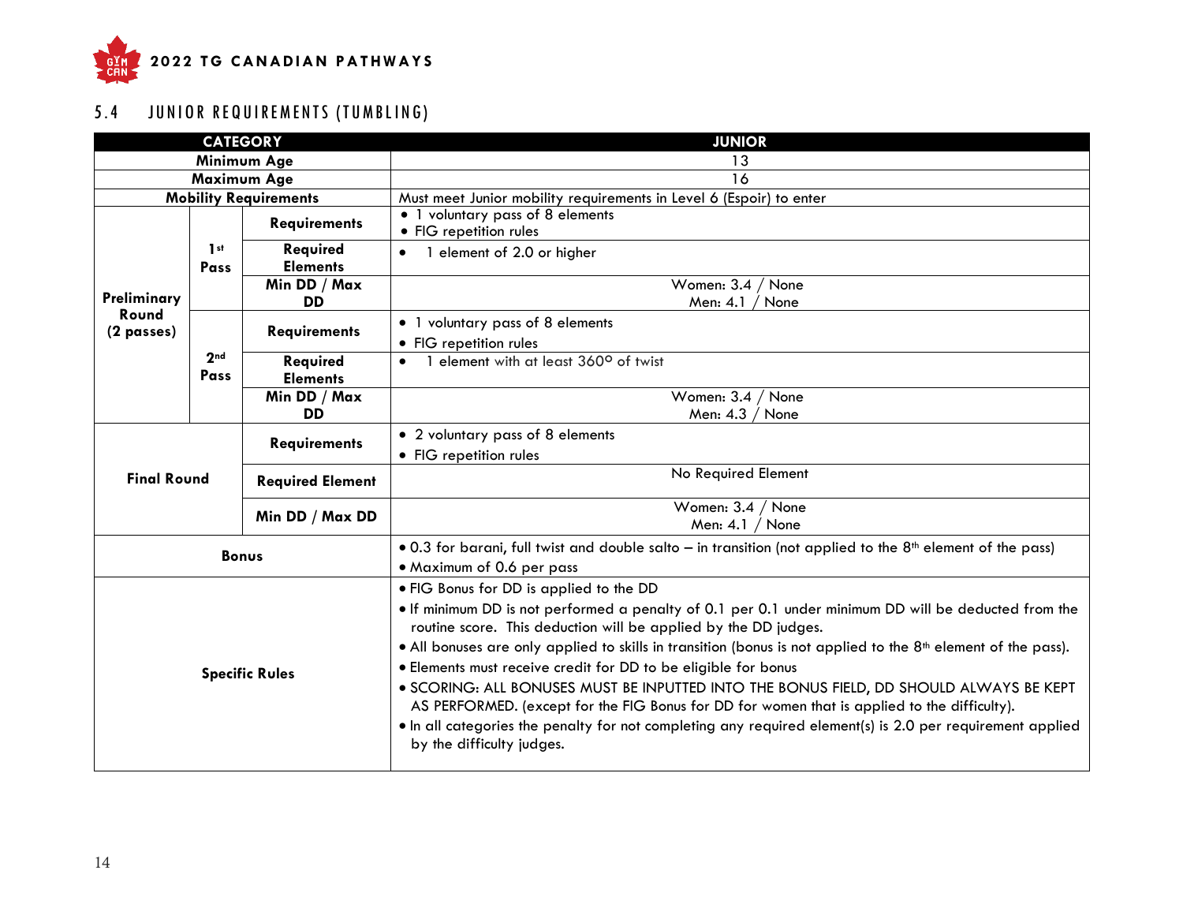## 5.4 JUNIOR REQUIREMENTS (TUMBLING)

| CATEGORY | | | JUNIOR |
|---|---|---|---|
| Minimum Age | | | 13 |
| Maximum Age | | | 16 |
| Mobility Requirements | | | Must meet Junior mobility requirements in Level 6 (Espoir) to enter |
| Preliminary Round (2 passes) | 1st Pass | Requirements | • 1 voluntary pass of 8 elements<br>• FIG repetition rules |
| | | Required Elements | • 1 element of 2.0 or higher |
| | | Min DD / Max DD | Women: 3.4 / None<br>Men: 4.1 / None |
| | 2nd Pass | Requirements | • 1 voluntary pass of 8 elements<br>• FIG repetition rules |
| | | Required Elements | • 1 element with at least 360° of twist |
| | | Min DD / Max DD | Women: 3.4 / None<br>Men: 4.3 / None |
| Final Round | | Requirements | • 2 voluntary pass of 8 elements<br>• FIG repetition rules |
| | | Required Element | No Required Element |
| | | Min DD / Max DD | Women: 3.4 / None<br>Men: 4.1 / None |
| Bonus | | | • 0.3 for barani, full twist and double salto – in transition (not applied to the 8th element of the pass)<br>• Maximum of 0.6 per pass |
| Specific Rules | | | • FIG Bonus for DD is applied to the DD<br>• If minimum DD is not performed a penalty of 0.1 per 0.1 under minimum DD will be deducted from the routine score. This deduction will be applied by the DD judges.<br>• All bonuses are only applied to skills in transition (bonus is not applied to the 8th element of the pass).<br>• Elements must receive credit for DD to be eligible for bonus<br>• SCORING: ALL BONUSES MUST BE INPUTTED INTO THE BONUS FIELD, DD SHOULD ALWAYS BE KEPT AS PERFORMED. (except for the FIG Bonus for DD for women that is applied to the difficulty).<br>• In all categories the penalty for not completing any required element(s) is 2.0 per requirement applied by the difficulty judges. |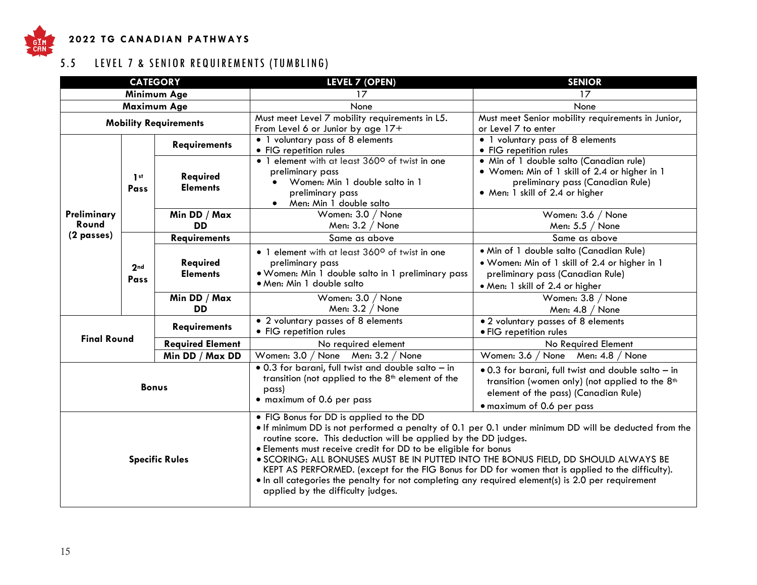### 5.5 LEVEL 7 & SENIOR REQUIREMENTS (TUMBLING)

| CATEGORY | | | LEVEL 7 (OPEN) | SENIOR |
|---|---|---|---|---|
| Minimum Age | | | 17 | 17 |
| Maximum Age | | | None | None |
| Mobility Requirements | | | Must meet Level 7 mobility requirements in L5. From Level 6 or Junior by age 17+ | Must meet Senior mobility requirements in Junior, or Level 7 to enter |
| Preliminary Round (2 passes) | 1st Pass | Requirements | • 1 voluntary pass of 8 elements<br>• FIG repetition rules | • 1 voluntary pass of 8 elements<br>• FIG repetition rules |
| | | Required Elements | • 1 element with at least 360º of twist in one preliminary pass<br>• Women: Min 1 double salto in 1 preliminary pass<br>• Men: Min 1 double salto | • Min of 1 double salto (Canadian rule)<br>• Women: Min of 1 skill of 2.4 or higher in 1 preliminary pass (Canadian Rule)<br>• Men: 1 skill of 2.4 or higher |
| | | Min DD / Max DD | Women: 3.0 / None<br>Men: 3.2 / None | Women: 3.6 / None<br>Men: 5.5 / None |
| | 2nd Pass | Requirements | Same as above | Same as above |
| | | Required Elements | • 1 element with at least 360º of twist in one preliminary pass<br>• Women: Min 1 double salto in 1 preliminary pass<br>• Men: Min 1 double salto | • Min of 1 double salto (Canadian Rule)<br>• Women: Min of 1 skill of 2.4 or higher in 1 preliminary pass (Canadian Rule)<br>• Men: 1 skill of 2.4 or higher |
| | | Min DD / Max DD | Women: 3.0 / None<br>Men: 3.2 / None | Women: 3.8 / None<br>Men: 4.8 / None |
| Final Round | | Requirements | • 2 voluntary passes of 8 elements<br>• FIG repetition rules | • 2 voluntary passes of 8 elements<br>• FIG repetition rules |
| | | Required Element | No required element | No Required Element |
| | | Min DD / Max DD | Women: 3.0 / None Men: 3.2 / None | Women: 3.6 / None Men: 4.8 / None |
| Bonus | | | • 0.3 for barani, full twist and double salto – in transition (not applied to the 8th element of the pass)<br>• maximum of 0.6 per pass | • 0.3 for barani, full twist and double salto – in transition (women only) (not applied to the 8th element of the pass) (Canadian Rule)<br>• maximum of 0.6 per pass |
| Specific Rules | | | • FIG Bonus for DD is applied to the DD<br>• If minimum DD is not performed a penalty of 0.1 per 0.1 under minimum DD will be deducted from the routine score. This deduction will be applied by the DD judges.<br>• Elements must receive credit for DD to be eligible for bonus<br>• SCORING: ALL BONUSES MUST BE IN PUTTED INTO THE BONUS FIELD, DD SHOULD ALWAYS BE KEPT AS PERFORMED. (except for the FIG Bonus for DD for women that is applied to the difficulty).<br>• In all categories the penalty for not completing any required element(s) is 2.0 per requirement applied by the difficulty judges. | |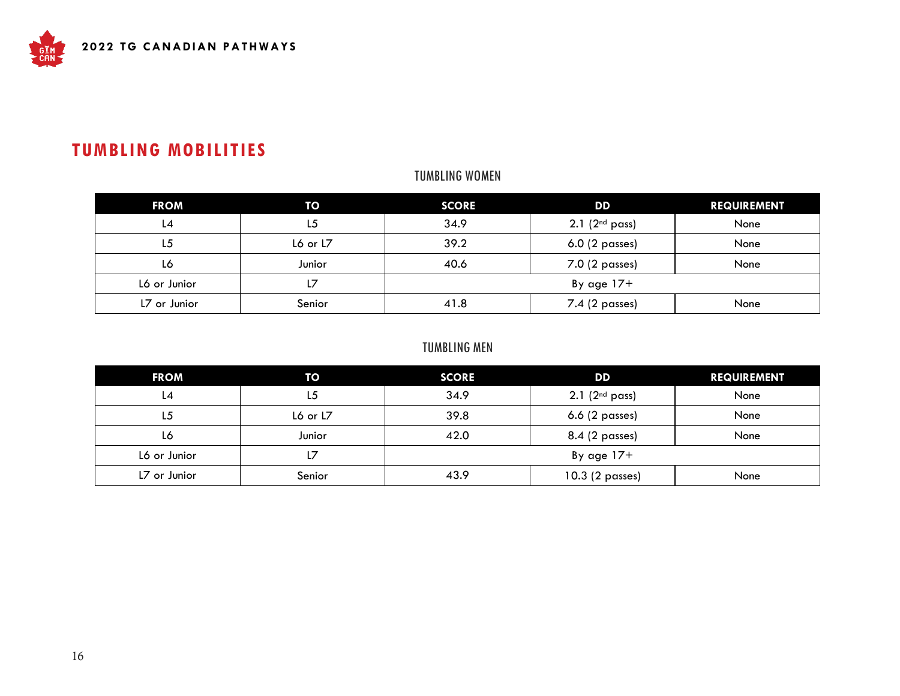# TUMBLING MOBILITIES

## TUMBLING WOMEN

| FROM | TO | SCORE | DD | REQUIREMENT |
|---|---|---|---|---|
| L4 | L5 | 34.9 | 2.1 (2nd pass) | None |
| L5 | L6 or L7 | 39.2 | 6.0 (2 passes) | None |
| L6 | Junior | 40.6 | 7.0 (2 passes) | None |
| L6 or Junior | L7 | By age 17+ | | |
| L7 or Junior | Senior | 41.8 | 7.4 (2 passes) | None |

## TUMBLING MEN

| FROM | TO | SCORE | DD | REQUIREMENT |
|---|---|---|---|---|
| L4 | L5 | 34.9 | 2.1 (2nd pass) | None |
| L5 | L6 or L7 | 39.8 | 6.6 (2 passes) | None |
| L6 | Junior | 42.0 | 8.4 (2 passes) | None |
| L6 or Junior | L7 | By age 17+ | | |
| L7 or Junior | Senior | 43.9 | 10.3 (2 passes) | None |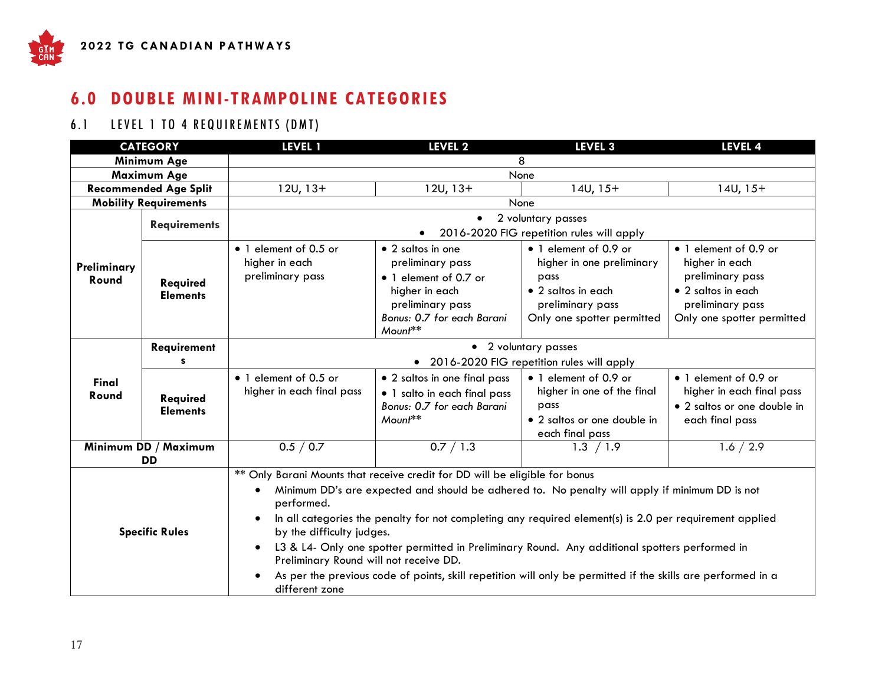# 6.0 DOUBLE MINI-TRAMPOLINE CATEGORIES

## 6.1 LEVEL 1 TO 4 REQUIREMENTS (DMT)

| CATEGORY | | LEVEL 1 | LEVEL 2 | LEVEL 3 | LEVEL 4 |
|---|---|---|---|---|---|
| Minimum Age | | 8 | | | |
| Maximum Age | | None | | | |
| Recommended Age Split | | 12U, 13+ | 12U, 13+ | 14U, 15+ | 14U, 15+ |
| Mobility Requirements | | None | | | |
| Preliminary Round | Requirements | • 2 voluntary passes<br>• 2016-2020 FIG repetition rules will apply | | | |
| | Required Elements | • 1 element of 0.5 or higher in each preliminary pass | • 2 saltos in one preliminary pass<br>• 1 element of 0.7 or higher in each preliminary pass<br>*Bonus: 0.7 for each Barani Mount*** | • 1 element of 0.9 or higher in one preliminary pass<br>• 2 saltos in each preliminary pass<br>Only one spotter permitted | • 1 element of 0.9 or higher in each preliminary pass<br>• 2 saltos in each preliminary pass<br>Only one spotter permitted |
| Final Round | Requirements | • 2 voluntary passes<br>• 2016-2020 FIG repetition rules will apply | | | |
| | Required Elements | • 1 element of 0.5 or higher in each final pass | • 2 saltos in one final pass<br>• 1 salto in each final pass<br>*Bonus: 0.7 for each Barani Mount*** | • 1 element of 0.9 or higher in one of the final pass<br>• 2 saltos or one double in each final pass | • 1 element of 0.9 or higher in each final pass<br>• 2 saltos or one double in each final pass |
| Minimum DD / Maximum DD | | 0.5 / 0.7 | 0.7 / 1.3 | 1.3 / 1.9 | 1.6 / 2.9 |
| Specific Rules | | ** Only Barani Mounts that receive credit for DD will be eligible for bonus<br>• Minimum DD's are expected and should be adhered to. No penalty will apply if minimum DD is not performed.<br>• In all categories the penalty for not completing any required element(s) is 2.0 per requirement applied by the difficulty judges.<br>• L3 & L4- Only one spotter permitted in Preliminary Round. Any additional spotters performed in Preliminary Round will not receive DD.<br>• As per the previous code of points, skill repetition will only be permitted if the skills are performed in a different zone | | | |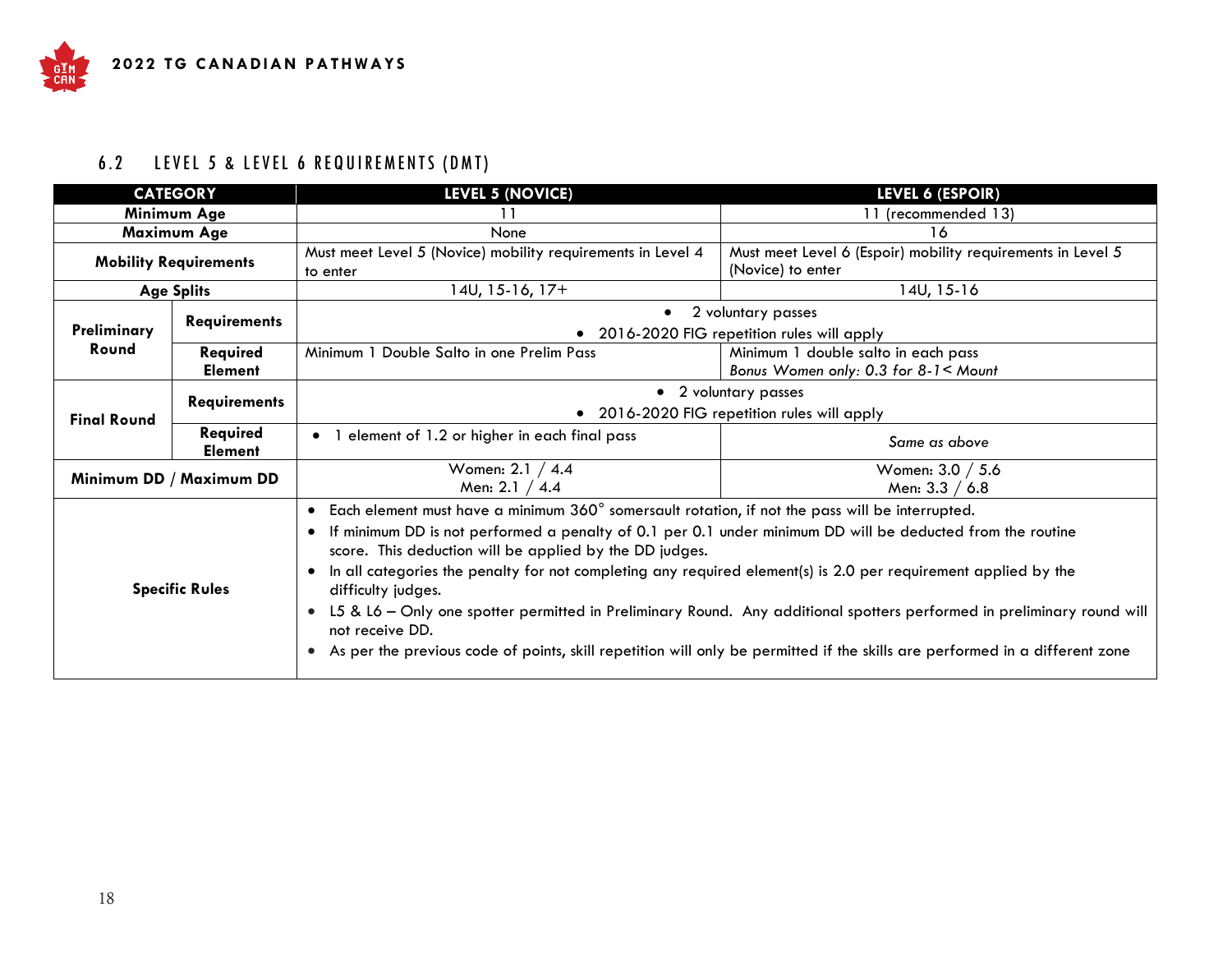## 6.2 LEVEL 5 & LEVEL 6 REQUIREMENTS (DMT)

| CATEGORY | | LEVEL 5 (NOVICE) | LEVEL 6 (ESPOIR) |
|---|---|---|---|
| Minimum Age | | 11 | 11 (recommended 13) |
| Maximum Age | | None | 16 |
| Mobility Requirements | | Must meet Level 5 (Novice) mobility requirements in Level 4 to enter | Must meet Level 6 (Espoir) mobility requirements in Level 5 (Novice) to enter |
| Age Splits | | 14U, 15-16, 17+ | 14U, 15-16 |
| Preliminary Round | Requirements | • 2 voluntary passes<br>• 2016-2020 FIG repetition rules will apply | |
| | Required Element | Minimum 1 Double Salto in one Prelim Pass | Minimum 1 double salto in each pass<br>*Bonus Women only: 0.3 for 8-1< Mount* |
| Final Round | Requirements | • 2 voluntary passes<br>• 2016-2020 FIG repetition rules will apply | |
| | Required Element | • 1 element of 1.2 or higher in each final pass | *Same as above* |
| Minimum DD / Maximum DD | | Women: 2.1 / 4.4<br>Men: 2.1 / 4.4 | Women: 3.0 / 5.6<br>Men: 3.3 / 6.8 |
| Specific Rules | | • Each element must have a minimum 360° somersault rotation, if not the pass will be interrupted.<br>• If minimum DD is not performed a penalty of 0.1 per 0.1 under minimum DD will be deducted from the routine score. This deduction will be applied by the DD judges.<br>• In all categories the penalty for not completing any required element(s) is 2.0 per requirement applied by the difficulty judges.<br>• L5 & L6 – Only one spotter permitted in Preliminary Round. Any additional spotters performed in preliminary round will not receive DD.<br>• As per the previous code of points, skill repetition will only be permitted if the skills are performed in a different zone | |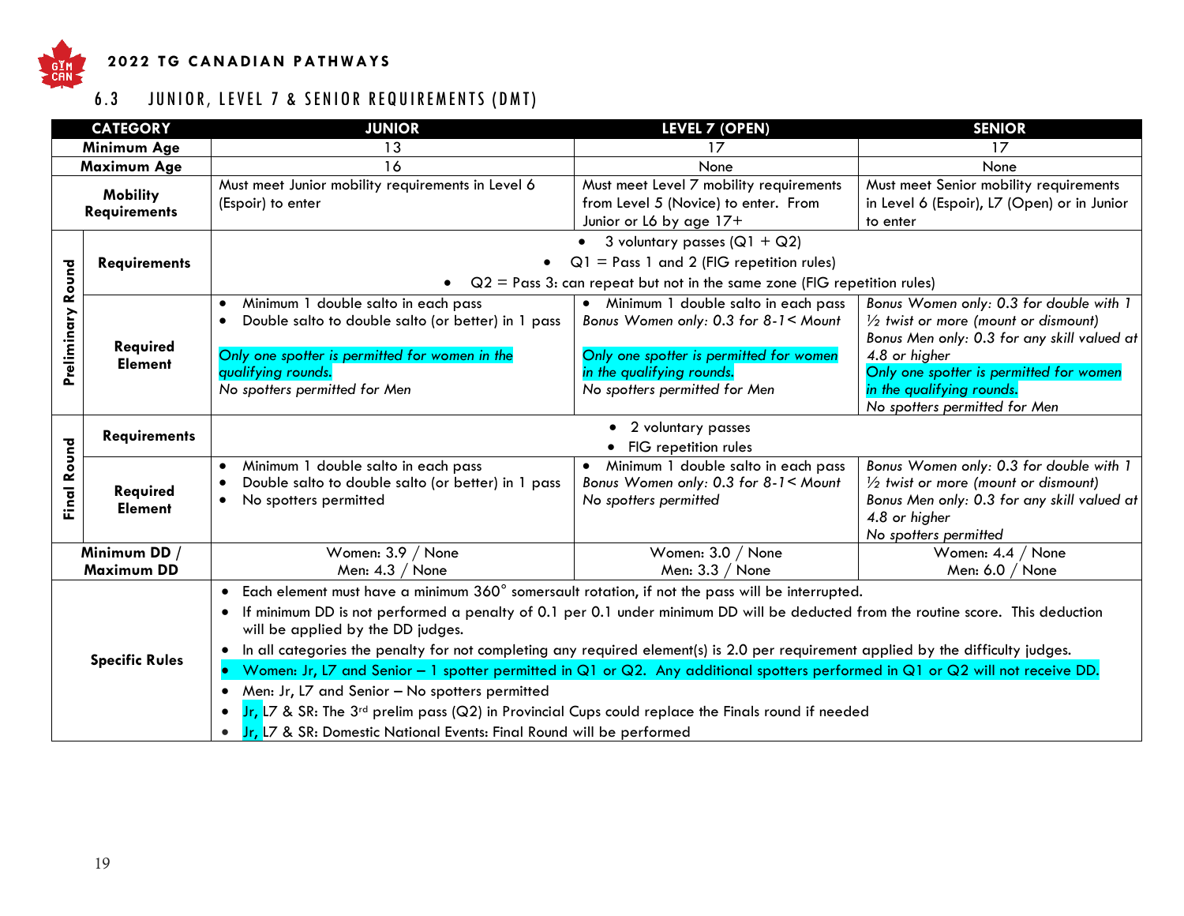## 6.3 JUNIOR, LEVEL 7 & SENIOR REQUIREMENTS (DMT)

| CATEGORY | | JUNIOR | LEVEL 7 (OPEN) | SENIOR |
|---|---|---|---|---|
| Minimum Age | | 13 | 17 | 17 |
| Maximum Age | | 16 | None | None |
| Mobility Requirements | | Must meet Junior mobility requirements in Level 6 (Espoir) to enter | Must meet Level 7 mobility requirements from Level 5 (Novice) to enter. From Junior or L6 by age 17+ | Must meet Senior mobility requirements in Level 6 (Espoir), L7 (Open) or in Junior to enter |
| Preliminary Round | Requirements | • 3 voluntary passes (Q1 + Q2)<br>• Q1 = Pass 1 and 2 (FIG repetition rules)<br>• Q2 = Pass 3: can repeat but not in the same zone (FIG repetition rules) | | |
| Preliminary Round | Required Element | • Minimum 1 double salto in each pass<br>• Double salto to double salto (or better) in 1 pass<br><br>*Only one spotter is permitted for women in the qualifying rounds.*<br>*No spotters permitted for Men* | • Minimum 1 double salto in each pass<br>*Bonus Women only: 0.3 for 8-1< Mount*<br><br>*Only one spotter is permitted for women in the qualifying rounds.*<br>*No spotters permitted for Men* | *Bonus Women only: 0.3 for double with 1 ½ twist or more (mount or dismount)*<br>*Bonus Men only: 0.3 for any skill valued at 4.8 or higher*<br>*Only one spotter is permitted for women in the qualifying rounds.*<br>*No spotters permitted for Men* |
| Final Round | Requirements | • 2 voluntary passes<br>• FIG repetition rules | | |
| Final Round | Required Element | • Minimum 1 double salto in each pass<br>• Double salto to double salto (or better) in 1 pass<br>• No spotters permitted | • Minimum 1 double salto in each pass<br>*Bonus Women only: 0.3 for 8-1< Mount*<br>*No spotters permitted* | *Bonus Women only: 0.3 for double with 1 ½ twist or more (mount or dismount)*<br>*Bonus Men only: 0.3 for any skill valued at 4.8 or higher*<br>*No spotters permitted* |
| Minimum DD / Maximum DD | | Women: 3.9 / None<br>Men: 4.3 / None | Women: 3.0 / None<br>Men: 3.3 / None | Women: 4.4 / None<br>Men: 6.0 / None |
| Specific Rules | | • Each element must have a minimum 360° somersault rotation, if not the pass will be interrupted.<br>• If minimum DD is not performed a penalty of 0.1 per 0.1 under minimum DD will be deducted from the routine score. This deduction will be applied by the DD judges.<br>• In all categories the penalty for not completing any required element(s) is 2.0 per requirement applied by the difficulty judges.<br>• Women: Jr, L7 and Senior – 1 spotter permitted in Q1 or Q2. Any additional spotters performed in Q1 or Q2 will not receive DD.<br>• Men: Jr, L7 and Senior – No spotters permitted<br>• Jr, L7 & SR: The 3rd prelim pass (Q2) in Provincial Cups could replace the Finals round if needed<br>• Jr, L7 & SR: Domestic National Events: Final Round will be performed | | |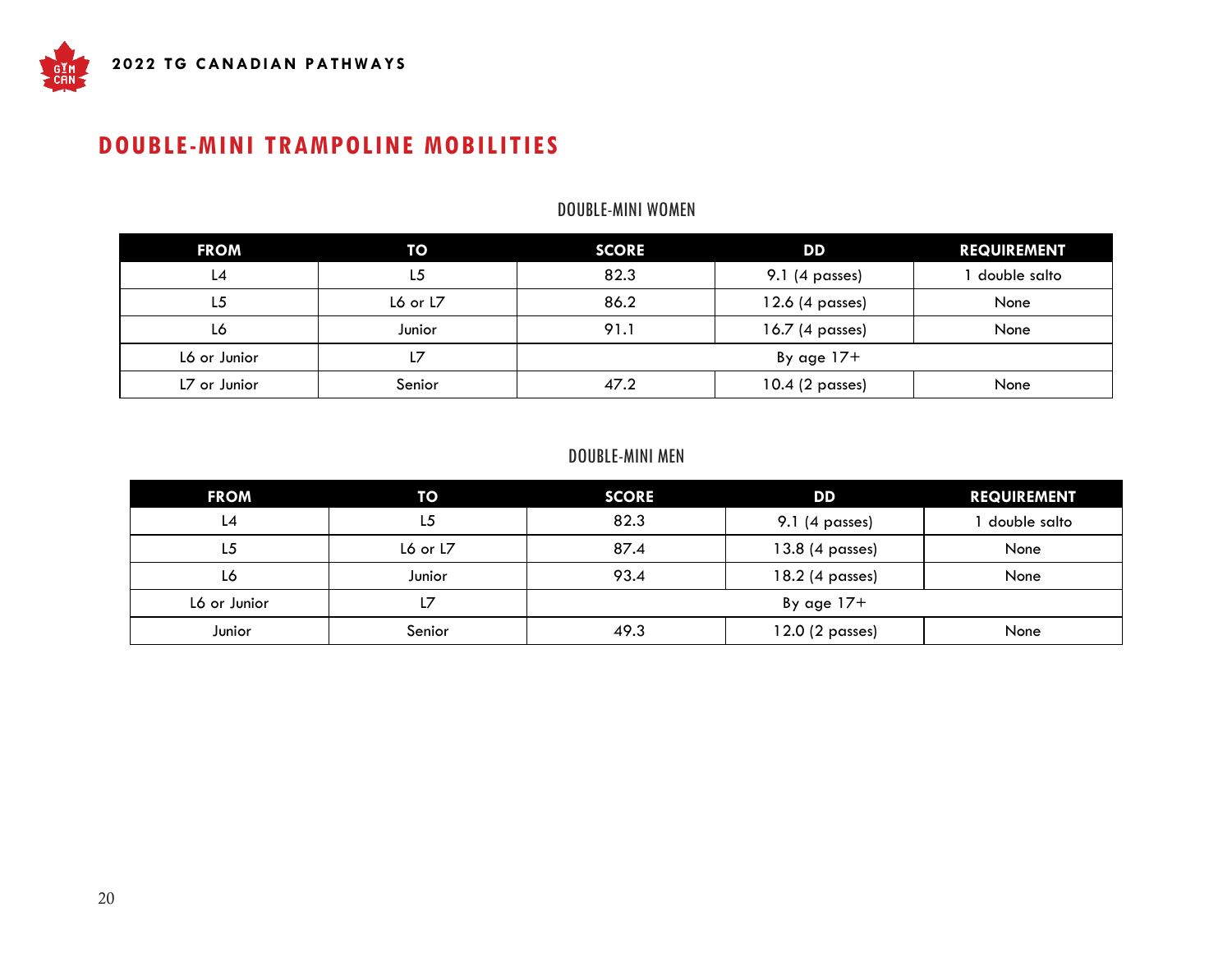# DOUBLE-MINI TRAMPOLINE MOBILITIES

## DOUBLE-MINI WOMEN

| FROM | TO | SCORE | DD | REQUIREMENT |
|---|---|---|---|---|
| L4 | L5 | 82.3 | 9.1 (4 passes) | 1 double salto |
| L5 | L6 or L7 | 86.2 | 12.6 (4 passes) | None |
| L6 | Junior | 91.1 | 16.7 (4 passes) | None |
| L6 or Junior | L7 | By age 17+ | | |
| L7 or Junior | Senior | 47.2 | 10.4 (2 passes) | None |

## DOUBLE-MINI MEN

| FROM | TO | SCORE | DD | REQUIREMENT |
|---|---|---|---|---|
| L4 | L5 | 82.3 | 9.1 (4 passes) | 1 double salto |
| L5 | L6 or L7 | 87.4 | 13.8 (4 passes) | None |
| L6 | Junior | 93.4 | 18.2 (4 passes) | None |
| L6 or Junior | L7 | By age 17+ | | |
| Junior | Senior | 49.3 | 12.0 (2 passes) | None |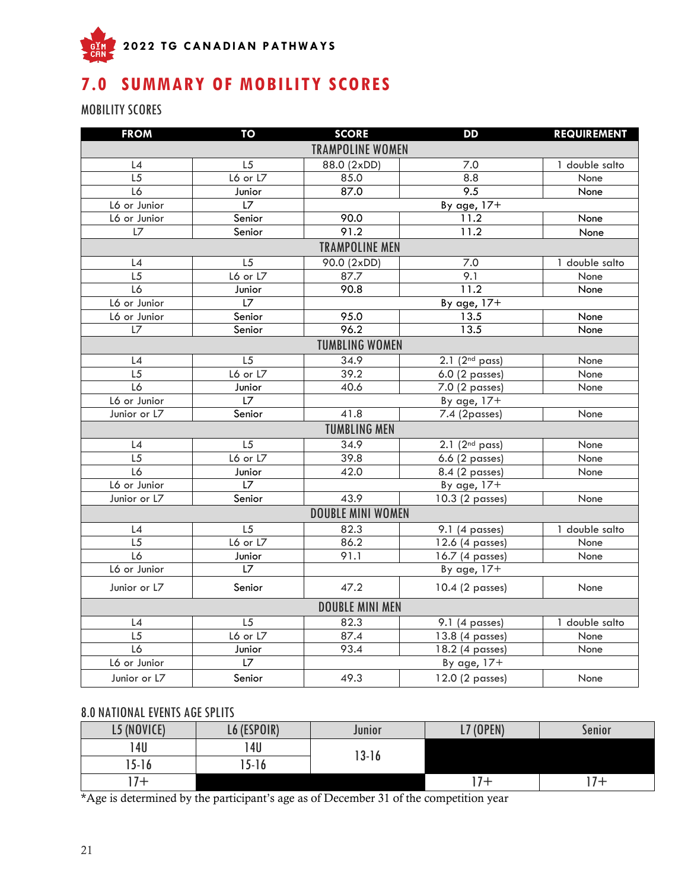# 7.0 SUMMARY OF MOBILITY SCORES

## MOBILITY SCORES

| FROM | TO | SCORE | DD | REQUIREMENT |
|---|---|---|---|---|
| **TRAMPOLINE WOMEN** | | | | |
| L4 | L5 | 88.0 (2xDD) | 7.0 | 1 double salto |
| L5 | L6 or L7 | 85.0 | 8.8 | None |
| L6 | Junior | 87.0 | 9.5 | None |
| L6 or Junior | L7 | By age, 17+ | | |
| L6 or Junior | Senior | 90.0 | 11.2 | None |
| L7 | Senior | 91.2 | 11.2 | None |
| **TRAMPOLINE MEN** | | | | |
| L4 | L5 | 90.0 (2xDD) | 7.0 | 1 double salto |
| L5 | L6 or L7 | 87.7 | 9.1 | None |
| L6 | Junior | 90.8 | 11.2 | None |
| L6 or Junior | L7 | By age, 17+ | | |
| L6 or Junior | Senior | 95.0 | 13.5 | None |
| L7 | Senior | 96.2 | 13.5 | None |
| **TUMBLING WOMEN** | | | | |
| L4 | L5 | 34.9 | 2.1 (2nd pass) | None |
| L5 | L6 or L7 | 39.2 | 6.0 (2 passes) | None |
| L6 | Junior | 40.6 | 7.0 (2 passes) | None |
| L6 or Junior | L7 | By age, 17+ | | |
| Junior or L7 | Senior | 41.8 | 7.4 (2passes) | None |
| **TUMBLING MEN** | | | | |
| L4 | L5 | 34.9 | 2.1 (2nd pass) | None |
| L5 | L6 or L7 | 39.8 | 6.6 (2 passes) | None |
| L6 | Junior | 42.0 | 8.4 (2 passes) | None |
| L6 or Junior | L7 | By age, 17+ | | |
| Junior or L7 | Senior | 43.9 | 10.3 (2 passes) | None |
| **DOUBLE MINI WOMEN** | | | | |
| L4 | L5 | 82.3 | 9.1 (4 passes) | 1 double salto |
| L5 | L6 or L7 | 86.2 | 12.6 (4 passes) | None |
| L6 | Junior | 91.1 | 16.7 (4 passes) | None |
| L6 or Junior | L7 | By age, 17+ | | |
| Junior or L7 | Senior | 47.2 | 10.4 (2 passes) | None |
| **DOUBLE MINI MEN** | | | | |
| L4 | L5 | 82.3 | 9.1 (4 passes) | 1 double salto |
| L5 | L6 or L7 | 87.4 | 13.8 (4 passes) | None |
| L6 | Junior | 93.4 | 18.2 (4 passes) | None |
| L6 or Junior | L7 | By age, 17+ | | |
| Junior or L7 | Senior | 49.3 | 12.0 (2 passes) | None |

## 8.0 NATIONAL EVENTS AGE SPLITS

| L5 (NOVICE) | L6 (ESPOIR) | Junior | L7 (OPEN) | Senior |
|---|---|---|---|---|
| 14U | 14U | 13-16 | | |
| 15-16 | 15-16 | | | |
| 17+ | | | 17+ | 17+ |

*Age is determined by the participant's age as of December 31 of the competition year